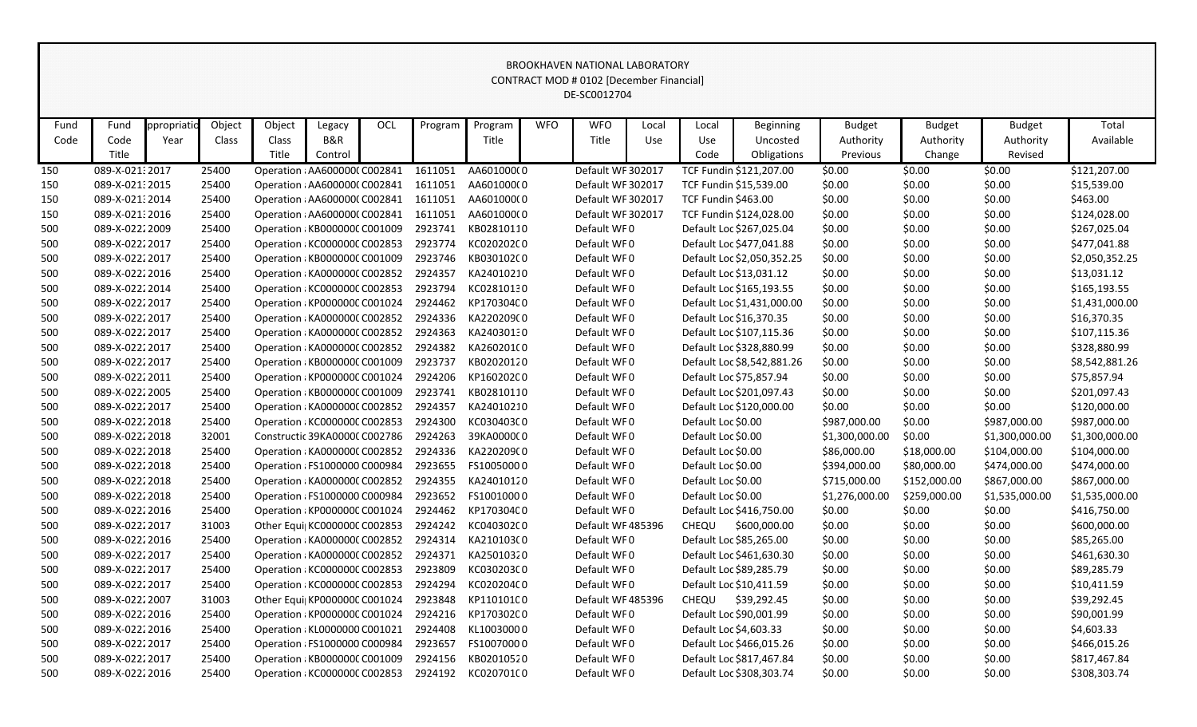BROOKHAVEN NATIONAL LABORATORY
CONTRACT MOD # 0102 [December Financial]
DE-SC0012704

| Fund Code | Fund Code Title | ppropriatio Year | Object Class | Object Class Title | Legacy B&R Control | OCL | Program | Program Title | WFO | WFO Title | Local Use | Local Use Code | Beginning Uncosted Obligations | Budget Authority Previous | Budget Authority Change | Budget Authority Revised | Total Available |
|---|---|---|---|---|---|---|---|---|---|---|---|---|---|---|---|---|---|
| 150 | 089-X-021: | 2017 | 25400 | Operation | AA600000( | C002841 | 1611051 | AA601000( | 0 | Default WF | 302017 | TCF Fundin | $121,207.00 | $0.00 | $0.00 | $0.00 | $121,207.00 |
| 150 | 089-X-021: | 2015 | 25400 | Operation | AA600000( | C002841 | 1611051 | AA601000( | 0 | Default WF | 302017 | TCF Fundin | $15,539.00 | $0.00 | $0.00 | $0.00 | $15,539.00 |
| 150 | 089-X-021: | 2014 | 25400 | Operation | AA600000( | C002841 | 1611051 | AA601000( | 0 | Default WF | 302017 | TCF Fundin | $463.00 | $0.00 | $0.00 | $0.00 | $463.00 |
| 150 | 089-X-021: | 2016 | 25400 | Operation | AA600000( | C002841 | 1611051 | AA601000( | 0 | Default WF | 302017 | TCF Fundin | $124,028.00 | $0.00 | $0.00 | $0.00 | $124,028.00 |
| 500 | 089-X-022: | 2009 | 25400 | Operation | KB000000( | C001009 | 2923741 | KB028101 | 10 | Default WF | 0 | Default Loc | $267,025.04 | $0.00 | $0.00 | $0.00 | $267,025.04 |
| 500 | 089-X-022: | 2017 | 25400 | Operation | KC000000( | C002853 | 2923774 | KC020202( | 0 | Default WF | 0 | Default Loc | $477,041.88 | $0.00 | $0.00 | $0.00 | $477,041.88 |
| 500 | 089-X-022: | 2017 | 25400 | Operation | KB000000( | C001009 | 2923746 | KB030102( | 0 | Default WF | 0 | Default Loc | $2,050,352.25 | $0.00 | $0.00 | $0.00 | $2,050,352.25 |
| 500 | 089-X-022: | 2016 | 25400 | Operation | KA000000( | C002852 | 2924357 | KA240102 | 10 | Default WF | 0 | Default Loc | $13,031.12 | $0.00 | $0.00 | $0.00 | $13,031.12 |
| 500 | 089-X-022: | 2014 | 25400 | Operation | KC000000( | C002853 | 2923794 | KC028101 | 30 | Default WF | 0 | Default Loc | $165,193.55 | $0.00 | $0.00 | $0.00 | $165,193.55 |
| 500 | 089-X-022: | 2017 | 25400 | Operation | KP000000( | C001024 | 2924462 | KP170304( | 0 | Default WF | 0 | Default Loc | $1,431,000.00 | $0.00 | $0.00 | $0.00 | $1,431,000.00 |
| 500 | 089-X-022: | 2017 | 25400 | Operation | KA000000( | C002852 | 2924336 | KA220209( | 0 | Default WF | 0 | Default Loc | $16,370.35 | $0.00 | $0.00 | $0.00 | $16,370.35 |
| 500 | 089-X-022: | 2017 | 25400 | Operation | KA000000( | C002852 | 2924363 | KA240301 | 30 | Default WF | 0 | Default Loc | $107,115.36 | $0.00 | $0.00 | $0.00 | $107,115.36 |
| 500 | 089-X-022: | 2017 | 25400 | Operation | KA000000( | C002852 | 2924382 | KA260201( | 0 | Default WF | 0 | Default Loc | $328,880.99 | $0.00 | $0.00 | $0.00 | $328,880.99 |
| 500 | 089-X-022: | 2017 | 25400 | Operation | KB000000( | C001009 | 2923737 | KB020201 | 20 | Default WF | 0 | Default Loc | $8,542,881.26 | $0.00 | $0.00 | $0.00 | $8,542,881.26 |
| 500 | 089-X-022: | 2011 | 25400 | Operation | KP000000( | C001024 | 2924206 | KP160202( | 0 | Default WF | 0 | Default Loc | $75,857.94 | $0.00 | $0.00 | $0.00 | $75,857.94 |
| 500 | 089-X-022: | 2005 | 25400 | Operation | KB000000( | C001009 | 2923741 | KB028101 | 10 | Default WF | 0 | Default Loc | $201,097.43 | $0.00 | $0.00 | $0.00 | $201,097.43 |
| 500 | 089-X-022: | 2017 | 25400 | Operation | KA000000( | C002852 | 2924357 | KA240102 | 10 | Default WF | 0 | Default Loc | $120,000.00 | $0.00 | $0.00 | $0.00 | $120,000.00 |
| 500 | 089-X-022: | 2018 | 25400 | Operation | KC000000( | C002853 | 2924300 | KC030403( | 0 | Default WF | 0 | Default Loc | $0.00 | $987,000.00 | $0.00 | $987,000.00 | $987,000.00 |
| 500 | 089-X-022: | 2018 | 32001 | Constructic | 39KA0000( | C002786 | 2924263 | 39KA0000( | 0 | Default WF | 0 | Default Loc | $0.00 | $1,300,000.00 | $0.00 | $1,300,000.00 | $1,300,000.00 |
| 500 | 089-X-022: | 2018 | 25400 | Operation | KA000000( | C002852 | 2924336 | KA220209( | 0 | Default WF | 0 | Default Loc | $0.00 | $86,000.00 | $18,000.00 | $104,000.00 | $104,000.00 |
| 500 | 089-X-022: | 2018 | 25400 | Operation | FS1000000 | C000984 | 2923655 | FS1005000 | 0 | Default WF | 0 | Default Loc | $0.00 | $394,000.00 | $80,000.00 | $474,000.00 | $474,000.00 |
| 500 | 089-X-022: | 2018 | 25400 | Operation | KA000000( | C002852 | 2924355 | KA240101 | 20 | Default WF | 0 | Default Loc | $0.00 | $715,000.00 | $152,000.00 | $867,000.00 | $867,000.00 |
| 500 | 089-X-022: | 2018 | 25400 | Operation | FS1000000 | C000984 | 2923652 | FS1001000 | 0 | Default WF | 0 | Default Loc | $0.00 | $1,276,000.00 | $259,000.00 | $1,535,000.00 | $1,535,000.00 |
| 500 | 089-X-022: | 2016 | 25400 | Operation | KP000000( | C001024 | 2924462 | KP170304( | 0 | Default WF | 0 | Default Loc | $416,750.00 | $0.00 | $0.00 | $0.00 | $416,750.00 |
| 500 | 089-X-022: | 2017 | 31003 | Other Equi | KC000000( | C002853 | 2924242 | KC040302( | 0 | Default WF | 485396 | CHEQU | $600,000.00 | $0.00 | $0.00 | $0.00 | $600,000.00 |
| 500 | 089-X-022: | 2016 | 25400 | Operation | KA000000( | C002852 | 2924314 | KA210103( | 0 | Default WF | 0 | Default Loc | $85,265.00 | $0.00 | $0.00 | $0.00 | $85,265.00 |
| 500 | 089-X-022: | 2017 | 25400 | Operation | KA000000( | C002852 | 2924371 | KA250103 | 20 | Default WF | 0 | Default Loc | $461,630.30 | $0.00 | $0.00 | $0.00 | $461,630.30 |
| 500 | 089-X-022: | 2017 | 25400 | Operation | KC000000( | C002853 | 2923809 | KC030203( | 0 | Default WF | 0 | Default Loc | $89,285.79 | $0.00 | $0.00 | $0.00 | $89,285.79 |
| 500 | 089-X-022: | 2017 | 25400 | Operation | KC000000( | C002853 | 2924294 | KC020204( | 0 | Default WF | 0 | Default Loc | $10,411.59 | $0.00 | $0.00 | $0.00 | $10,411.59 |
| 500 | 089-X-022: | 2007 | 31003 | Other Equi | KP000000( | C001024 | 2923848 | KP110101( | 0 | Default WF | 485396 | CHEQU | $39,292.45 | $0.00 | $0.00 | $0.00 | $39,292.45 |
| 500 | 089-X-022: | 2016 | 25400 | Operation | KP000000( | C001024 | 2924216 | KP170302( | 0 | Default WF | 0 | Default Loc | $90,001.99 | $0.00 | $0.00 | $0.00 | $90,001.99 |
| 500 | 089-X-022: | 2016 | 25400 | Operation | KL000000( | C001021 | 2924408 | KL1003000 | 0 | Default WF | 0 | Default Loc | $4,603.33 | $0.00 | $0.00 | $0.00 | $4,603.33 |
| 500 | 089-X-022: | 2017 | 25400 | Operation | FS1000000 | C000984 | 2923657 | FS1007000 | 0 | Default WF | 0 | Default Loc | $466,015.26 | $0.00 | $0.00 | $0.00 | $466,015.26 |
| 500 | 089-X-022: | 2017 | 25400 | Operation | KB000000( | C001009 | 2924156 | KB020105 | 20 | Default WF | 0 | Default Loc | $817,467.84 | $0.00 | $0.00 | $0.00 | $817,467.84 |
| 500 | 089-X-022: | 2016 | 25400 | Operation | KC000000( | C002853 | 2924192 | KC020701( | 0 | Default WF | 0 | Default Loc | $308,303.74 | $0.00 | $0.00 | $0.00 | $308,303.74 |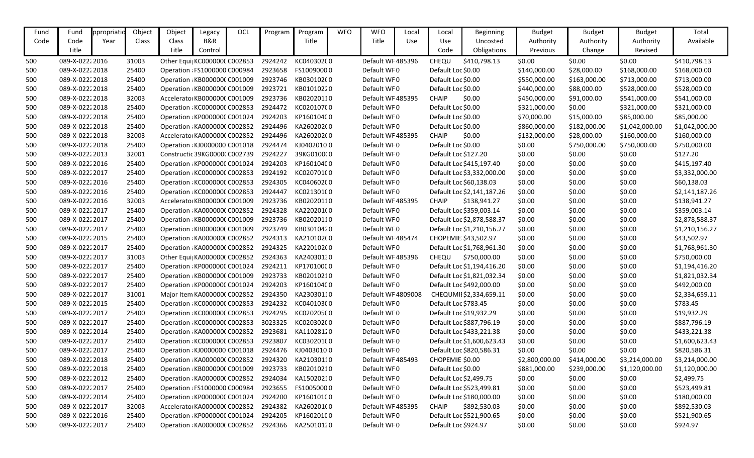| Fund Code | Fund Code Title | ppropriatio Year | Object Class | Object Class Title | Legacy B&R Control | OCL | Program | Program Title | WFO | WFO Title | Local Use | Local Use Code | Beginning Uncosted Obligations | Budget Authority Previous | Budget Authority Change | Budget Authority Revised | Total Available |
|---|---|---|---|---|---|---|---|---|---|---|---|---|---|---|---|---|---|
| 500 | 089-X-0222 | 2016 | 31003 | Other Equi | KC000000C | C002853 | 2924242 | KC0403020 | 0 | Default WF | 485396 | CHEQU | $410,798.13 | $0.00 | $0.00 | $0.00 | $410,798.13 |
| 500 | 089-X-0222 | 2018 | 25400 | Operation | FS1000000 | C000984 | 2923658 | FS10090000 | 0 | Default WF | 0 | Default Loc | $0.00 | $140,000.00 | $28,000.00 | $168,000.00 | $168,000.00 |
| 500 | 089-X-0222 | 2018 | 25400 | Operation | KB000000C | C001009 | 2923746 | KB0301020 | 0 | Default WF | 0 | Default Loc | $0.00 | $550,000.00 | $163,000.00 | $713,000.00 | $713,000.00 |
| 500 | 089-X-0222 | 2018 | 25400 | Operation | KB000000C | C001009 | 2923721 | KB0101022 | 0 | Default WF | 0 | Default Loc | $0.00 | $440,000.00 | $88,000.00 | $528,000.00 | $528,000.00 |
| 500 | 089-X-0222 | 2018 | 32003 | Accelerato | KB000000C | C001009 | 2923736 | KB0202011 | 0 | Default WF | 485395 | CHAIP | $0.00 | $450,000.00 | $91,000.00 | $541,000.00 | $541,000.00 |
| 500 | 089-X-0222 | 2018 | 25400 | Operation | KC000000C | C002853 | 2924472 | KC0201070 | 0 | Default WF | 0 | Default Loc | $0.00 | $321,000.00 | $0.00 | $321,000.00 | $321,000.00 |
| 500 | 089-X-0222 | 2018 | 25400 | Operation | KP000000C | C001024 | 2924203 | KP1601040 | 0 | Default WF | 0 | Default Loc | $0.00 | $70,000.00 | $15,000.00 | $85,000.00 | $85,000.00 |
| 500 | 089-X-0222 | 2018 | 25400 | Operation | KA000000C | C002852 | 2924496 | KA2602020 | 0 | Default WF | 0 | Default Loc | $0.00 | $860,000.00 | $182,000.00 | $1,042,000.00 | $1,042,000.00 |
| 500 | 089-X-0222 | 2018 | 32003 | Accelerato | KA000000C | C002852 | 2924496 | KA2602020 | 0 | Default WF | 485395 | CHAIP | $0.00 | $132,000.00 | $28,000.00 | $160,000.00 | $160,000.00 |
| 500 | 089-X-0222 | 2018 | 25400 | Operation | KJ0000000 | C001018 | 2924474 | KJ0402010 | 0 | Default WF | 0 | Default Loc | $0.00 | $0.00 | $750,000.00 | $750,000.00 | $750,000.00 |
| 500 | 089-X-0222 | 2013 | 32001 | Constructic | 39KG0000C | C002739 | 2924227 | 39KG0100C | 0 | Default WF | 0 | Default Loc | $127.20 | $0.00 | $0.00 | $0.00 | $127.20 |
| 500 | 089-X-0222 | 2016 | 25400 | Operation | KP000000C | C001024 | 2924203 | KP1601040 | 0 | Default WF | 0 | Default Loc | $415,197.40 | $0.00 | $0.00 | $0.00 | $415,197.40 |
| 500 | 089-X-0222 | 2017 | 25400 | Operation | KC000000C | C002853 | 2924192 | KC0207010 | 0 | Default WF | 0 | Default Loc | $3,332,000.00 | $0.00 | $0.00 | $0.00 | $3,332,000.00 |
| 500 | 089-X-0222 | 2016 | 25400 | Operation | KC000000C | C002853 | 2924305 | KC0406020 | 0 | Default WF | 0 | Default Loc | $60,138.03 | $0.00 | $0.00 | $0.00 | $60,138.03 |
| 500 | 089-X-0222 | 2016 | 25400 | Operation | KC000000C | C002853 | 2924447 | KC0213010 | 0 | Default WF | 0 | Default Loc | $2,141,187.26 | $0.00 | $0.00 | $0.00 | $2,141,187.26 |
| 500 | 089-X-0222 | 2016 | 32003 | Accelerato | KB000000C | C001009 | 2923736 | KB0202011 | 0 | Default WF | 485395 | CHAIP | $138,941.27 | $0.00 | $0.00 | $0.00 | $138,941.27 |
| 500 | 089-X-0222 | 2017 | 25400 | Operation | KA000000C | C002852 | 2924328 | KA2202010 | 0 | Default WF | 0 | Default Loc | $359,003.14 | $0.00 | $0.00 | $0.00 | $359,003.14 |
| 500 | 089-X-0222 | 2017 | 25400 | Operation | KB000000C | C001009 | 2923736 | KB0202011 | 0 | Default WF | 0 | Default Loc | $2,878,588.37 | $0.00 | $0.00 | $0.00 | $2,878,588.37 |
| 500 | 089-X-0222 | 2017 | 25400 | Operation | KB000000C | C001009 | 2923749 | KB0301042 | 0 | Default WF | 0 | Default Loc | $1,210,156.27 | $0.00 | $0.00 | $0.00 | $1,210,156.27 |
| 500 | 089-X-0222 | 2015 | 25400 | Operation | KA000000C | C002852 | 2924313 | KA2101020 | 0 | Default WF | 485474 | CHOPEMIE | $43,502.97 | $0.00 | $0.00 | $0.00 | $43,502.97 |
| 500 | 089-X-0222 | 2017 | 25400 | Operation | KA000000C | C002852 | 2924325 | KA2201020 | 0 | Default WF | 0 | Default Loc | $1,768,961.30 | $0.00 | $0.00 | $0.00 | $1,768,961.30 |
| 500 | 089-X-0222 | 2017 | 31003 | Other Equi | KA000000C | C002852 | 2924363 | KA2403013 | 0 | Default WF | 485396 | CHEQU | $750,000.00 | $0.00 | $0.00 | $0.00 | $750,000.00 |
| 500 | 089-X-0222 | 2017 | 25400 | Operation | KP000000C | C001024 | 2924211 | KP1701000 | 0 | Default WF | 0 | Default Loc | $1,194,416.20 | $0.00 | $0.00 | $0.00 | $1,194,416.20 |
| 500 | 089-X-0222 | 2017 | 25400 | Operation | KB000000C | C001009 | 2923733 | KB0201021 | 0 | Default WF | 0 | Default Loc | $1,821,032.34 | $0.00 | $0.00 | $0.00 | $1,821,032.34 |
| 500 | 089-X-0222 | 2017 | 25400 | Operation | KP000000C | C001024 | 2924203 | KP1601040 | 0 | Default WF | 0 | Default Loc | $492,000.00 | $0.00 | $0.00 | $0.00 | $492,000.00 |
| 500 | 089-X-0222 | 2017 | 31001 | Major Item | KA000000C | C002852 | 2924350 | KA2303011 | 0 | Default WF | 4809008 | CHEQUMI | $2,334,659.11 | $0.00 | $0.00 | $0.00 | $2,334,659.11 |
| 500 | 089-X-0222 | 2015 | 25400 | Operation | KC000000C | C002853 | 2924232 | KC0401030 | 0 | Default WF | 0 | Default Loc | $783.45 | $0.00 | $0.00 | $0.00 | $783.45 |
| 500 | 089-X-0222 | 2017 | 25400 | Operation | KC000000C | C002853 | 2924295 | KC0202050 | 0 | Default WF | 0 | Default Loc | $19,932.29 | $0.00 | $0.00 | $0.00 | $19,932.29 |
| 500 | 089-X-0222 | 2017 | 25400 | Operation | KC000000C | C002853 | 3023325 | KC0203020 | 0 | Default WF | 0 | Default Loc | $887,796.19 | $0.00 | $0.00 | $0.00 | $887,796.19 |
| 500 | 089-X-0222 | 2014 | 25400 | Operation | KA000000C | C002852 | 2923681 | KA1102812 | 0 | Default WF | 0 | Default Loc | $433,221.38 | $0.00 | $0.00 | $0.00 | $433,221.38 |
| 500 | 089-X-0222 | 2017 | 25400 | Operation | KC000000C | C002853 | 2923807 | KC0302010 | 0 | Default WF | 0 | Default Loc | $1,600,623.43 | $0.00 | $0.00 | $0.00 | $1,600,623.43 |
| 500 | 089-X-0222 | 2017 | 25400 | Operation | KJ0000000 | C001018 | 2924476 | KJ0403010 | 0 | Default WF | 0 | Default Loc | $820,586.31 | $0.00 | $0.00 | $0.00 | $820,586.31 |
| 500 | 089-X-0222 | 2018 | 25400 | Operation | KA000000C | C002852 | 2924320 | KA2103011 | 0 | Default WF | 485493 | CHOPEMIE | $0.00 | $2,800,000.00 | $414,000.00 | $3,214,000.00 | $3,214,000.00 |
| 500 | 089-X-0222 | 2018 | 25400 | Operation | KB000000C | C001009 | 2923733 | KB0201021 | 0 | Default WF | 0 | Default Loc | $0.00 | $881,000.00 | $239,000.00 | $1,120,000.00 | $1,120,000.00 |
| 500 | 089-X-0222 | 2012 | 25400 | Operation | KA000000C | C002852 | 2924034 | KA1502021 | 0 | Default WF | 0 | Default Loc | $2,499.75 | $0.00 | $0.00 | $0.00 | $2,499.75 |
| 500 | 089-X-0222 | 2017 | 25400 | Operation | FS1000000 | C000984 | 2923655 | FS10050000 | 0 | Default WF | 0 | Default Loc | $523,499.81 | $0.00 | $0.00 | $0.00 | $523,499.81 |
| 500 | 089-X-0222 | 2014 | 25400 | Operation | KP000000C | C001024 | 2924200 | KP1601010 | 0 | Default WF | 0 | Default Loc | $180,000.00 | $0.00 | $0.00 | $0.00 | $180,000.00 |
| 500 | 089-X-0222 | 2017 | 32003 | Accelerato | KA000000C | C002852 | 2924382 | KA2602010 | 0 | Default WF | 485395 | CHAIP | $892,530.03 | $0.00 | $0.00 | $0.00 | $892,530.03 |
| 500 | 089-X-0222 | 2016 | 25400 | Operation | KP000000C | C001024 | 2924205 | KP1602010 | 0 | Default WF | 0 | Default Loc | $521,900.65 | $0.00 | $0.00 | $0.00 | $521,900.65 |
| 500 | 089-X-0222 | 2017 | 25400 | Operation | KA000000C | C002852 | 2924366 | KA2501012 | 0 | Default WF | 0 | Default Loc | $924.97 | $0.00 | $0.00 | $0.00 | $924.97 |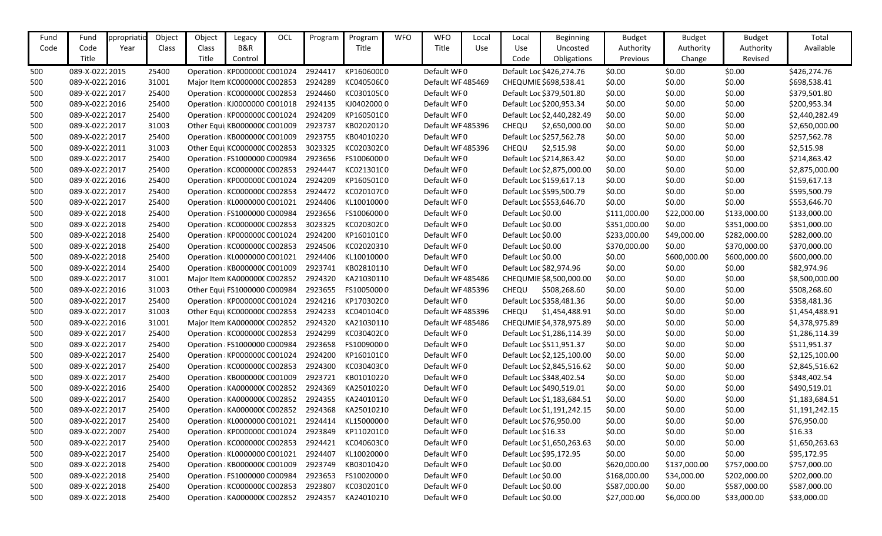| Fund Code | Fund Code Title | ppropriatio Year | Object Class | Object Class Title | Legacy B&R Control | OCL | Program | Program Title | WFO | WFO Title | Local Use | Local Use Code | Beginning Uncosted Obligations | Budget Authority Previous | Budget Authority Change | Budget Authority Revised | Total Available |
|---|---|---|---|---|---|---|---|---|---|---|---|---|---|---|---|---|---|
| 500 | 089-X-0222 | 2015 | 25400 | Operation | KP000000C | C001024 | 2924417 | KP1606000 | 0 | Default WF | 0 | Default Loc | $426,274.76 | $0.00 | $0.00 | $0.00 | $426,274.76 |
| 500 | 089-X-0222 | 2016 | 31001 | Major Item | KC000000C | C002853 | 2924289 | KC0405060 | 0 | Default WF | 485469 | CHEQUMIE | $698,538.41 | $0.00 | $0.00 | $0.00 | $698,538.41 |
| 500 | 089-X-0222 | 2017 | 25400 | Operation | KC000000C | C002853 | 2924460 | KC0301050 | 0 | Default WF | 0 | Default Loc | $379,501.80 | $0.00 | $0.00 | $0.00 | $379,501.80 |
| 500 | 089-X-0222 | 2016 | 25400 | Operation | KJ0000000 | C001018 | 2924135 | KJ0402000 | 0 | Default WF | 0 | Default Loc | $200,953.34 | $0.00 | $0.00 | $0.00 | $200,953.34 |
| 500 | 089-X-0222 | 2017 | 25400 | Operation | KP000000C | C001024 | 2924209 | KP1605010 | 0 | Default WF | 0 | Default Loc | $2,440,282.49 | $0.00 | $0.00 | $0.00 | $2,440,282.49 |
| 500 | 089-X-0222 | 2017 | 31003 | Other Equi | KB000000C | C001009 | 2923737 | KB0202012 | 0 | Default WF | 485396 | CHEQU | $2,650,000.00 | $0.00 | $0.00 | $0.00 | $2,650,000.00 |
| 500 | 089-X-0222 | 2017 | 25400 | Operation | KB000000C | C001009 | 2923755 | KB0401022 | 0 | Default WF | 0 | Default Loc | $257,562.78 | $0.00 | $0.00 | $0.00 | $257,562.78 |
| 500 | 089-X-0222 | 2011 | 31003 | Other Equi | KC000000C | C002853 | 3023325 | KC0203020 | 0 | Default WF | 485396 | CHEQU | $2,515.98 | $0.00 | $0.00 | $0.00 | $2,515.98 |
| 500 | 089-X-0222 | 2017 | 25400 | Operation | FS1000000 | C000984 | 2923656 | FS1006000 | 0 | Default WF | 0 | Default Loc | $214,863.42 | $0.00 | $0.00 | $0.00 | $214,863.42 |
| 500 | 089-X-0222 | 2017 | 25400 | Operation | KC000000C | C002853 | 2924447 | KC0213010 | 0 | Default WF | 0 | Default Loc | $2,875,000.00 | $0.00 | $0.00 | $0.00 | $2,875,000.00 |
| 500 | 089-X-0222 | 2016 | 25400 | Operation | KP000000C | C001024 | 2924209 | KP1605010 | 0 | Default WF | 0 | Default Loc | $159,617.13 | $0.00 | $0.00 | $0.00 | $159,617.13 |
| 500 | 089-X-0222 | 2017 | 25400 | Operation | KC000000C | C002853 | 2924472 | KC0201070 | 0 | Default WF | 0 | Default Loc | $595,500.79 | $0.00 | $0.00 | $0.00 | $595,500.79 |
| 500 | 089-X-0222 | 2017 | 25400 | Operation | KL0000000 | C001021 | 2924406 | KL1001000 | 0 | Default WF | 0 | Default Loc | $553,646.70 | $0.00 | $0.00 | $0.00 | $553,646.70 |
| 500 | 089-X-0222 | 2018 | 25400 | Operation | FS1000000 | C000984 | 2923656 | FS1006000 | 0 | Default WF | 0 | Default Loc | $0.00 | $111,000.00 | $22,000.00 | $133,000.00 | $133,000.00 |
| 500 | 089-X-0222 | 2018 | 25400 | Operation | KC000000C | C002853 | 3023325 | KC0203020 | 0 | Default WF | 0 | Default Loc | $0.00 | $351,000.00 | $0.00 | $351,000.00 | $351,000.00 |
| 500 | 089-X-0222 | 2018 | 25400 | Operation | KP000000C | C001024 | 2924200 | KP1601010 | 0 | Default WF | 0 | Default Loc | $0.00 | $233,000.00 | $49,000.00 | $282,000.00 | $282,000.00 |
| 500 | 089-X-0222 | 2018 | 25400 | Operation | KC000000C | C002853 | 2924506 | KC0202031 | 0 | Default WF | 0 | Default Loc | $0.00 | $370,000.00 | $0.00 | $370,000.00 | $370,000.00 |
| 500 | 089-X-0222 | 2018 | 25400 | Operation | KL0000000 | C001021 | 2924406 | KL1001000 | 0 | Default WF | 0 | Default Loc | $0.00 | $0.00 | $600,000.00 | $600,000.00 | $600,000.00 |
| 500 | 089-X-0222 | 2014 | 25400 | Operation | KB000000C | C001009 | 2923741 | KB0281011 | 0 | Default WF | 0 | Default Loc | $82,974.96 | $0.00 | $0.00 | $0.00 | $82,974.96 |
| 500 | 089-X-0222 | 2017 | 31001 | Major Item | KA000000C | C002852 | 2924320 | KA2103011 | 0 | Default WF | 485486 | CHEQUMIE | $8,500,000.00 | $0.00 | $0.00 | $0.00 | $8,500,000.00 |
| 500 | 089-X-0222 | 2016 | 31003 | Other Equi | FS1000000 | C000984 | 2923655 | FS1005000 | 0 | Default WF | 485396 | CHEQU | $508,268.60 | $0.00 | $0.00 | $0.00 | $508,268.60 |
| 500 | 089-X-0222 | 2017 | 25400 | Operation | KP000000C | C001024 | 2924216 | KP1703020 | 0 | Default WF | 0 | Default Loc | $358,481.36 | $0.00 | $0.00 | $0.00 | $358,481.36 |
| 500 | 089-X-0222 | 2017 | 31003 | Other Equi | KC000000C | C002853 | 2924233 | KC0401040 | 0 | Default WF | 485396 | CHEQU | $1,454,488.91 | $0.00 | $0.00 | $0.00 | $1,454,488.91 |
| 500 | 089-X-0222 | 2016 | 31001 | Major Item | KA000000C | C002852 | 2924320 | KA2103011 | 0 | Default WF | 485486 | CHEQUMIE | $4,378,975.89 | $0.00 | $0.00 | $0.00 | $4,378,975.89 |
| 500 | 089-X-0222 | 2017 | 25400 | Operation | KC000000C | C002853 | 2924299 | KC0304020 | 0 | Default WF | 0 | Default Loc | $1,286,114.39 | $0.00 | $0.00 | $0.00 | $1,286,114.39 |
| 500 | 089-X-0222 | 2017 | 25400 | Operation | FS1000000 | C000984 | 2923658 | FS1009000 | 0 | Default WF | 0 | Default Loc | $511,951.37 | $0.00 | $0.00 | $0.00 | $511,951.37 |
| 500 | 089-X-0222 | 2017 | 25400 | Operation | KP000000C | C001024 | 2924200 | KP1601010 | 0 | Default WF | 0 | Default Loc | $2,125,100.00 | $0.00 | $0.00 | $0.00 | $2,125,100.00 |
| 500 | 089-X-0222 | 2017 | 25400 | Operation | KC000000C | C002853 | 2924300 | KC0304030 | 0 | Default WF | 0 | Default Loc | $2,845,516.62 | $0.00 | $0.00 | $0.00 | $2,845,516.62 |
| 500 | 089-X-0222 | 2017 | 25400 | Operation | KB000000C | C001009 | 2923721 | KB0101022 | 0 | Default WF | 0 | Default Loc | $348,402.54 | $0.00 | $0.00 | $0.00 | $348,402.54 |
| 500 | 089-X-0222 | 2016 | 25400 | Operation | KA000000C | C002852 | 2924369 | KA2501022 | 0 | Default WF | 0 | Default Loc | $490,519.01 | $0.00 | $0.00 | $0.00 | $490,519.01 |
| 500 | 089-X-0222 | 2017 | 25400 | Operation | KA000000C | C002852 | 2924355 | KA2401012 | 0 | Default WF | 0 | Default Loc | $1,183,684.51 | $0.00 | $0.00 | $0.00 | $1,183,684.51 |
| 500 | 089-X-0222 | 2017 | 25400 | Operation | KA000000C | C002852 | 2924368 | KA2501021 | 0 | Default WF | 0 | Default Loc | $1,191,242.15 | $0.00 | $0.00 | $0.00 | $1,191,242.15 |
| 500 | 089-X-0222 | 2017 | 25400 | Operation | KL0000000 | C001021 | 2924414 | KL1500000 | 0 | Default WF | 0 | Default Loc | $76,950.00 | $0.00 | $0.00 | $0.00 | $76,950.00 |
| 500 | 089-X-0222 | 2007 | 25400 | Operation | KP000000C | C001024 | 2923849 | KP1102010 | 0 | Default WF | 0 | Default Loc | $16.33 | $0.00 | $0.00 | $0.00 | $16.33 |
| 500 | 089-X-0222 | 2017 | 25400 | Operation | KC000000C | C002853 | 2924421 | KC0406030 | 0 | Default WF | 0 | Default Loc | $1,650,263.63 | $0.00 | $0.00 | $0.00 | $1,650,263.63 |
| 500 | 089-X-0222 | 2017 | 25400 | Operation | KL0000000 | C001021 | 2924407 | KL1002000 | 0 | Default WF | 0 | Default Loc | $95,172.95 | $0.00 | $0.00 | $0.00 | $95,172.95 |
| 500 | 089-X-0222 | 2018 | 25400 | Operation | KB000000C | C001009 | 2923749 | KB0301042 | 0 | Default WF | 0 | Default Loc | $0.00 | $620,000.00 | $137,000.00 | $757,000.00 | $757,000.00 |
| 500 | 089-X-0222 | 2018 | 25400 | Operation | FS1000000 | C000984 | 2923653 | FS1002000 | 0 | Default WF | 0 | Default Loc | $0.00 | $168,000.00 | $34,000.00 | $202,000.00 | $202,000.00 |
| 500 | 089-X-0222 | 2018 | 25400 | Operation | KC000000C | C002853 | 2923807 | KC0302010 | 0 | Default WF | 0 | Default Loc | $0.00 | $587,000.00 | $0.00 | $587,000.00 | $587,000.00 |
| 500 | 089-X-0222 | 2018 | 25400 | Operation | KA000000C | C002852 | 2924357 | KA2401021 | 0 | Default WF | 0 | Default Loc | $0.00 | $27,000.00 | $6,000.00 | $33,000.00 | $33,000.00 |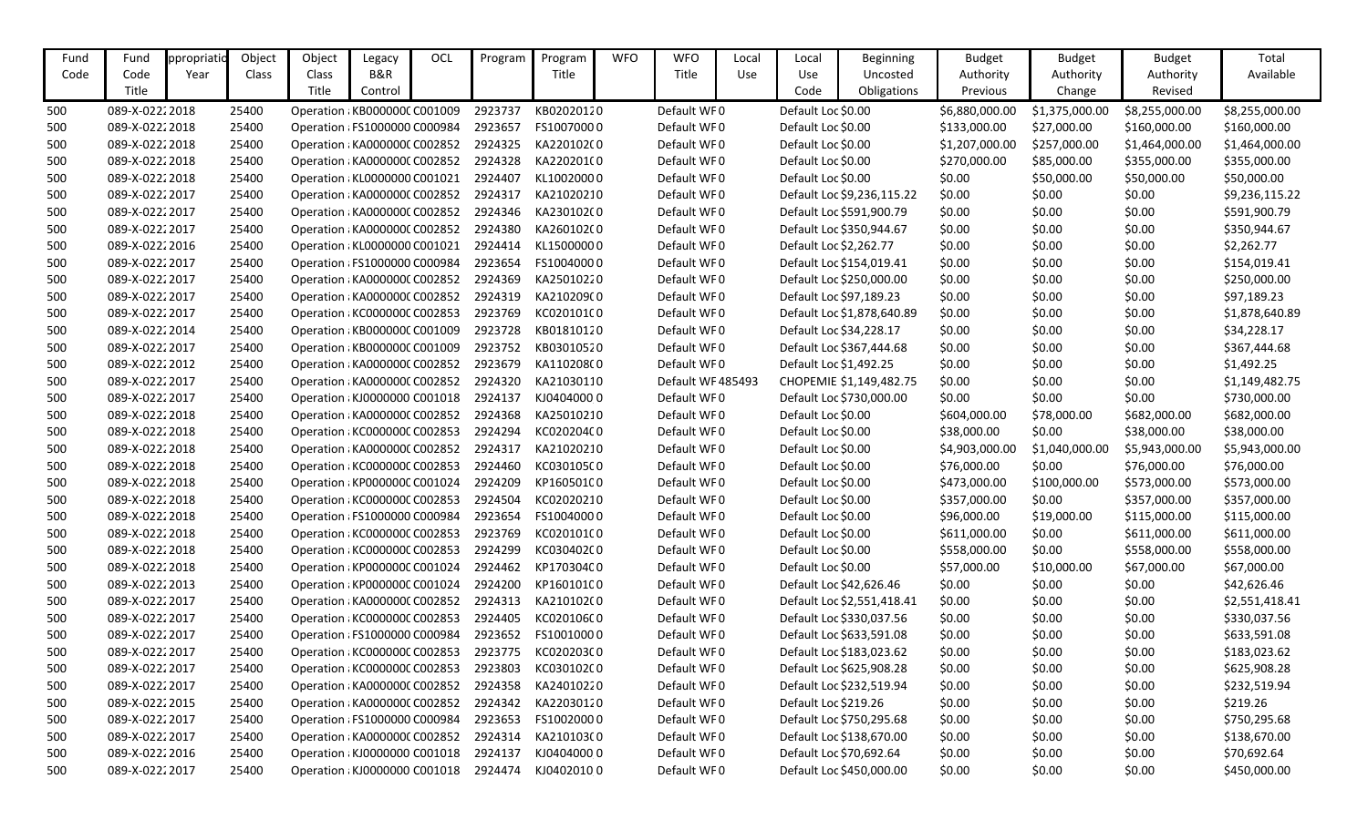| Fund Code | Fund Code Title | ppropriatio Year | Object Class | Object Class Title | Legacy B&R Control | OCL | Program | Program Title | WFO | WFO Title | Local Use | Local Use Code | Beginning Uncosted Obligations | Budget Authority Previous | Budget Authority Change | Budget Authority Revised | Total Available |
|---|---|---|---|---|---|---|---|---|---|---|---|---|---|---|---|---|---|
| 500 | 089-X-022:2018 | | 25400 | Operation : KB000000( | C001009 | | 2923737 | KB0202012 | 0 | Default WF | 0 | | Default Loc | $0.00 | $6,880,000.00 | $1,375,000.00 | $8,255,000.00 | $8,255,000.00 |
| 500 | 089-X-022:2018 | | 25400 | Operation : FS1000000 | C000984 | | 2923657 | FS1007000 | 0 | Default WF | 0 | | Default Loc | $0.00 | $133,000.00 | $27,000.00 | $160,000.00 | $160,000.00 |
| 500 | 089-X-022:2018 | | 25400 | Operation : KA000000( | C002852 | | 2924325 | KA2201020 | 0 | Default WF | 0 | | Default Loc | $0.00 | $1,207,000.00 | $257,000.00 | $1,464,000.00 | $1,464,000.00 |
| 500 | 089-X-022:2018 | | 25400 | Operation : KA000000( | C002852 | | 2924328 | KA2202010 | 0 | Default WF | 0 | | Default Loc | $0.00 | $270,000.00 | $85,000.00 | $355,000.00 | $355,000.00 |
| 500 | 089-X-022:2018 | | 25400 | Operation : KL0000000 | C001021 | | 2924407 | KL1002000 | 0 | Default WF | 0 | | Default Loc | $0.00 | $0.00 | $50,000.00 | $50,000.00 | $50,000.00 |
| 500 | 089-X-022:2017 | | 25400 | Operation : KA000000( | C002852 | | 2924317 | KA2102021 | 0 | Default WF | 0 | | Default Loc | $9,236,115.22 | $0.00 | $0.00 | $0.00 | $9,236,115.22 |
| 500 | 089-X-022:2017 | | 25400 | Operation : KA000000( | C002852 | | 2924346 | KA2301020 | 0 | Default WF | 0 | | Default Loc | $591,900.79 | $0.00 | $0.00 | $0.00 | $591,900.79 |
| 500 | 089-X-022:2017 | | 25400 | Operation : KA000000( | C002852 | | 2924380 | KA2601020 | 0 | Default WF | 0 | | Default Loc | $350,944.67 | $0.00 | $0.00 | $0.00 | $350,944.67 |
| 500 | 089-X-022:2016 | | 25400 | Operation : KL0000000 | C001021 | | 2924414 | KL1500000 | 0 | Default WF | 0 | | Default Loc | $2,262.77 | $0.00 | $0.00 | $0.00 | $2,262.77 |
| 500 | 089-X-022:2017 | | 25400 | Operation : FS1000000 | C000984 | | 2923654 | FS1004000 | 0 | Default WF | 0 | | Default Loc | $154,019.41 | $0.00 | $0.00 | $0.00 | $154,019.41 |
| 500 | 089-X-022:2017 | | 25400 | Operation : KA000000( | C002852 | | 2924369 | KA2501022 | 0 | Default WF | 0 | | Default Loc | $250,000.00 | $0.00 | $0.00 | $0.00 | $250,000.00 |
| 500 | 089-X-022:2017 | | 25400 | Operation : KA000000( | C002852 | | 2924319 | KA2102090 | 0 | Default WF | 0 | | Default Loc | $97,189.23 | $0.00 | $0.00 | $0.00 | $97,189.23 |
| 500 | 089-X-022:2017 | | 25400 | Operation : KC000000( | C002853 | | 2923769 | KC0201010 | 0 | Default WF | 0 | | Default Loc | $1,878,640.89 | $0.00 | $0.00 | $0.00 | $1,878,640.89 |
| 500 | 089-X-022:2014 | | 25400 | Operation : KB000000( | C001009 | | 2923728 | KB0181012 | 0 | Default WF | 0 | | Default Loc | $34,228.17 | $0.00 | $0.00 | $0.00 | $34,228.17 |
| 500 | 089-X-022:2017 | | 25400 | Operation : KB000000( | C001009 | | 2923752 | KB0301052 | 0 | Default WF | 0 | | Default Loc | $367,444.68 | $0.00 | $0.00 | $0.00 | $367,444.68 |
| 500 | 089-X-022:2012 | | 25400 | Operation : KA000000( | C002852 | | 2923679 | KA1102080 | 0 | Default WF | 0 | | Default Loc | $1,492.25 | $0.00 | $0.00 | $0.00 | $1,492.25 |
| 500 | 089-X-022:2017 | | 25400 | Operation : KA000000( | C002852 | | 2924320 | KA2103011 | 0 | Default WF | 485493 | | CHOPEMIE | $1,149,482.75 | $0.00 | $0.00 | $0.00 | $1,149,482.75 |
| 500 | 089-X-022:2017 | | 25400 | Operation : KJ0000000 | C001018 | | 2924137 | KJ0404000 | 0 | Default WF | 0 | | Default Loc | $730,000.00 | $0.00 | $0.00 | $0.00 | $730,000.00 |
| 500 | 089-X-022:2018 | | 25400 | Operation : KA000000( | C002852 | | 2924368 | KA2501021 | 0 | Default WF | 0 | | Default Loc | $0.00 | $604,000.00 | $78,000.00 | $682,000.00 | $682,000.00 |
| 500 | 089-X-022:2018 | | 25400 | Operation : KC000000( | C002853 | | 2924294 | KC0202040 | 0 | Default WF | 0 | | Default Loc | $0.00 | $38,000.00 | $0.00 | $38,000.00 | $38,000.00 |
| 500 | 089-X-022:2018 | | 25400 | Operation : KA000000( | C002852 | | 2924317 | KA2102021 | 0 | Default WF | 0 | | Default Loc | $0.00 | $4,903,000.00 | $1,040,000.00 | $5,943,000.00 | $5,943,000.00 |
| 500 | 089-X-022:2018 | | 25400 | Operation : KC000000( | C002853 | | 2924460 | KC0301050 | 0 | Default WF | 0 | | Default Loc | $0.00 | $76,000.00 | $0.00 | $76,000.00 | $76,000.00 |
| 500 | 089-X-022:2018 | | 25400 | Operation : KP000000( | C001024 | | 2924209 | KP1605010 | 0 | Default WF | 0 | | Default Loc | $0.00 | $473,000.00 | $100,000.00 | $573,000.00 | $573,000.00 |
| 500 | 089-X-022:2018 | | 25400 | Operation : KC000000( | C002853 | | 2924504 | KC0202021 | 0 | Default WF | 0 | | Default Loc | $0.00 | $357,000.00 | $0.00 | $357,000.00 | $357,000.00 |
| 500 | 089-X-022:2018 | | 25400 | Operation : FS1000000 | C000984 | | 2923654 | FS1004000 | 0 | Default WF | 0 | | Default Loc | $0.00 | $96,000.00 | $19,000.00 | $115,000.00 | $115,000.00 |
| 500 | 089-X-022:2018 | | 25400 | Operation : KC000000( | C002853 | | 2923769 | KC0201010 | 0 | Default WF | 0 | | Default Loc | $0.00 | $611,000.00 | $0.00 | $611,000.00 | $611,000.00 |
| 500 | 089-X-022:2018 | | 25400 | Operation : KC000000( | C002853 | | 2924299 | KC0304020 | 0 | Default WF | 0 | | Default Loc | $0.00 | $558,000.00 | $0.00 | $558,000.00 | $558,000.00 |
| 500 | 089-X-022:2018 | | 25400 | Operation : KP000000( | C001024 | | 2924462 | KP1703040 | 0 | Default WF | 0 | | Default Loc | $0.00 | $57,000.00 | $10,000.00 | $67,000.00 | $67,000.00 |
| 500 | 089-X-022:2013 | | 25400 | Operation : KP000000( | C001024 | | 2924200 | KP1601010 | 0 | Default WF | 0 | | Default Loc | $42,626.46 | $0.00 | $0.00 | $0.00 | $42,626.46 |
| 500 | 089-X-022:2017 | | 25400 | Operation : KA000000( | C002852 | | 2924313 | KA2101020 | 0 | Default WF | 0 | | Default Loc | $2,551,418.41 | $0.00 | $0.00 | $0.00 | $2,551,418.41 |
| 500 | 089-X-022:2017 | | 25400 | Operation : KC000000( | C002853 | | 2924405 | KC0201060 | 0 | Default WF | 0 | | Default Loc | $330,037.56 | $0.00 | $0.00 | $0.00 | $330,037.56 |
| 500 | 089-X-022:2017 | | 25400 | Operation : FS1000000 | C000984 | | 2923652 | FS1001000 | 0 | Default WF | 0 | | Default Loc | $633,591.08 | $0.00 | $0.00 | $0.00 | $633,591.08 |
| 500 | 089-X-022:2017 | | 25400 | Operation : KC000000( | C002853 | | 2923775 | KC0202030 | 0 | Default WF | 0 | | Default Loc | $183,023.62 | $0.00 | $0.00 | $0.00 | $183,023.62 |
| 500 | 089-X-022:2017 | | 25400 | Operation : KC000000( | C002853 | | 2923803 | KC0301020 | 0 | Default WF | 0 | | Default Loc | $625,908.28 | $0.00 | $0.00 | $0.00 | $625,908.28 |
| 500 | 089-X-022:2017 | | 25400 | Operation : KA000000( | C002852 | | 2924358 | KA2401022 | 0 | Default WF | 0 | | Default Loc | $232,519.94 | $0.00 | $0.00 | $0.00 | $232,519.94 |
| 500 | 089-X-022:2015 | | 25400 | Operation : KA000000( | C002852 | | 2924342 | KA2203012 | 0 | Default WF | 0 | | Default Loc | $219.26 | $0.00 | $0.00 | $0.00 | $219.26 |
| 500 | 089-X-022:2017 | | 25400 | Operation : FS1000000 | C000984 | | 2923653 | FS1002000 | 0 | Default WF | 0 | | Default Loc | $750,295.68 | $0.00 | $0.00 | $0.00 | $750,295.68 |
| 500 | 089-X-022:2017 | | 25400 | Operation : KA000000( | C002852 | | 2924314 | KA2101030 | 0 | Default WF | 0 | | Default Loc | $138,670.00 | $0.00 | $0.00 | $0.00 | $138,670.00 |
| 500 | 089-X-022:2016 | | 25400 | Operation : KJ0000000 | C001018 | | 2924137 | KJ0404000 | 0 | Default WF | 0 | | Default Loc | $70,692.64 | $0.00 | $0.00 | $0.00 | $70,692.64 |
| 500 | 089-X-022:2017 | | 25400 | Operation : KJ0000000 | C001018 | | 2924474 | KJ0402010 | 0 | Default WF | 0 | | Default Loc | $450,000.00 | $0.00 | $0.00 | $0.00 | $450,000.00 |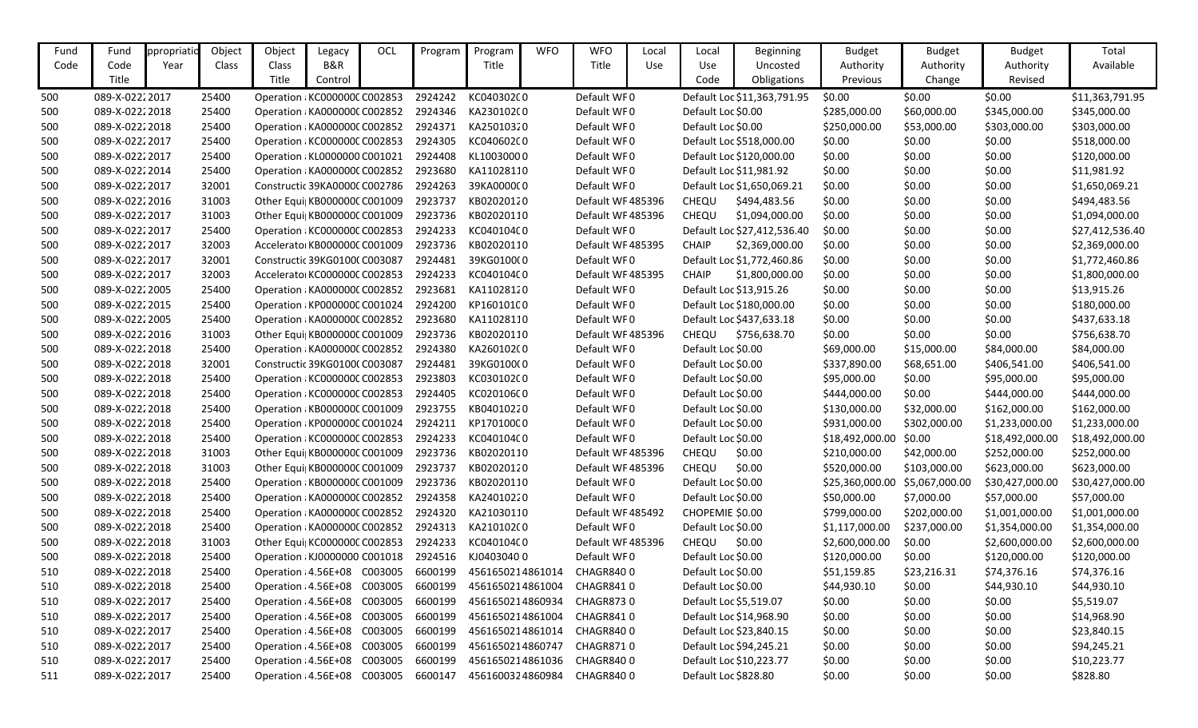| Fund Code | Fund Code Title | ppropriatio Year | Object Class | Object Class Title | Legacy B&R Control | OCL | Program | Program Title | WFO | WFO Title | Local Use | Local Use Code | Beginning Uncosted Obligations | Budget Authority Previous | Budget Authority Change | Budget Authority Revised | Total Available |
|---|---|---|---|---|---|---|---|---|---|---|---|---|---|---|---|---|---|
| 500 | 089-X-0222 | 2017 | 25400 | Operation | KC000000C | C002853 | 2924242 | KC0403020 | 0 | Default WF | 0 | Default Loc | $11,363,791.95 | $0.00 | $0.00 | $0.00 | $11,363,791.95 |
| 500 | 089-X-0222 | 2018 | 25400 | Operation | KA000000C | C002852 | 2924346 | KA2301020 | 0 | Default WF | 0 | Default Loc | $0.00 | $285,000.00 | $60,000.00 | $345,000.00 | $345,000.00 |
| 500 | 089-X-0222 | 2018 | 25400 | Operation | KA000000C | C002852 | 2924371 | KA2501032 | 0 | Default WF | 0 | Default Loc | $0.00 | $250,000.00 | $53,000.00 | $303,000.00 | $303,000.00 |
| 500 | 089-X-0222 | 2017 | 25400 | Operation | KC000000C | C002853 | 2924305 | KC0406020 | 0 | Default WF | 0 | Default Loc | $518,000.00 | $0.00 | $0.00 | $0.00 | $518,000.00 |
| 500 | 089-X-0222 | 2017 | 25400 | Operation | KL0000000 | C001021 | 2924408 | KL1003000 | 0 | Default WF | 0 | Default Loc | $120,000.00 | $0.00 | $0.00 | $0.00 | $120,000.00 |
| 500 | 089-X-0222 | 2014 | 25400 | Operation | KA000000C | C002852 | 2923680 | KA1102811 | 0 | Default WF | 0 | Default Loc | $11,981.92 | $0.00 | $0.00 | $0.00 | $11,981.92 |
| 500 | 089-X-0222 | 2017 | 32001 | Constructic | 39KA0000C | C002786 | 2924263 | 39KA0000C | 0 | Default WF | 0 | Default Loc | $1,650,069.21 | $0.00 | $0.00 | $0.00 | $1,650,069.21 |
| 500 | 089-X-0222 | 2016 | 31003 | Other Equi | KB000000C | C001009 | 2923737 | KB0202012 | 0 | Default WF | 485396 | CHEQU | $494,483.56 | $0.00 | $0.00 | $0.00 | $494,483.56 |
| 500 | 089-X-0222 | 2017 | 31003 | Other Equi | KB000000C | C001009 | 2923736 | KB0202011 | 0 | Default WF | 485396 | CHEQU | $1,094,000.00 | $0.00 | $0.00 | $0.00 | $1,094,000.00 |
| 500 | 089-X-0222 | 2017 | 25400 | Operation | KC000000C | C002853 | 2924233 | KC0401040 | 0 | Default WF | 0 | Default Loc | $27,412,536.40 | $0.00 | $0.00 | $0.00 | $27,412,536.40 |
| 500 | 089-X-0222 | 2017 | 32003 | Accelerato | KB000000C | C001009 | 2923736 | KB0202011 | 0 | Default WF | 485395 | CHAIP | $2,369,000.00 | $0.00 | $0.00 | $0.00 | $2,369,000.00 |
| 500 | 089-X-0222 | 2017 | 32001 | Constructic | 39KG0100C | C003087 | 2924481 | 39KG0100C | 0 | Default WF | 0 | Default Loc | $1,772,460.86 | $0.00 | $0.00 | $0.00 | $1,772,460.86 |
| 500 | 089-X-0222 | 2017 | 32003 | Accelerato | KC000000C | C002853 | 2924233 | KC0401040 | 0 | Default WF | 485395 | CHAIP | $1,800,000.00 | $0.00 | $0.00 | $0.00 | $1,800,000.00 |
| 500 | 089-X-0222 | 2005 | 25400 | Operation | KA000000C | C002852 | 2923681 | KA1102812 | 0 | Default WF | 0 | Default Loc | $13,915.26 | $0.00 | $0.00 | $0.00 | $13,915.26 |
| 500 | 089-X-0222 | 2015 | 25400 | Operation | KP000000C | C001024 | 2924200 | KP1601010 | 0 | Default WF | 0 | Default Loc | $180,000.00 | $0.00 | $0.00 | $0.00 | $180,000.00 |
| 500 | 089-X-0222 | 2005 | 25400 | Operation | KA000000C | C002852 | 2923680 | KA1102811 | 0 | Default WF | 0 | Default Loc | $437,633.18 | $0.00 | $0.00 | $0.00 | $437,633.18 |
| 500 | 089-X-0222 | 2016 | 31003 | Other Equi | KB000000C | C001009 | 2923736 | KB0202011 | 0 | Default WF | 485396 | CHEQU | $756,638.70 | $0.00 | $0.00 | $0.00 | $756,638.70 |
| 500 | 089-X-0222 | 2018 | 25400 | Operation | KA000000C | C002852 | 2924380 | KA2601020 | 0 | Default WF | 0 | Default Loc | $0.00 | $69,000.00 | $15,000.00 | $84,000.00 | $84,000.00 |
| 500 | 089-X-0222 | 2018 | 32001 | Constructic | 39KG0100C | C003087 | 2924481 | 39KG0100C | 0 | Default WF | 0 | Default Loc | $0.00 | $337,890.00 | $68,651.00 | $406,541.00 | $406,541.00 |
| 500 | 089-X-0222 | 2018 | 25400 | Operation | KC000000C | C002853 | 2923803 | KC0301020 | 0 | Default WF | 0 | Default Loc | $0.00 | $95,000.00 | $0.00 | $95,000.00 | $95,000.00 |
| 500 | 089-X-0222 | 2018 | 25400 | Operation | KC000000C | C002853 | 2924405 | KC0201060 | 0 | Default WF | 0 | Default Loc | $0.00 | $444,000.00 | $0.00 | $444,000.00 | $444,000.00 |
| 500 | 089-X-0222 | 2018 | 25400 | Operation | KB000000C | C001009 | 2923755 | KB0401022 | 0 | Default WF | 0 | Default Loc | $0.00 | $130,000.00 | $32,000.00 | $162,000.00 | $162,000.00 |
| 500 | 089-X-0222 | 2018 | 25400 | Operation | KP000000C | C001024 | 2924211 | KP1701000 | 0 | Default WF | 0 | Default Loc | $0.00 | $931,000.00 | $302,000.00 | $1,233,000.00 | $1,233,000.00 |
| 500 | 089-X-0222 | 2018 | 25400 | Operation | KC000000C | C002853 | 2924233 | KC0401040 | 0 | Default WF | 0 | Default Loc | $0.00 | $18,492,000.00 | $0.00 | $18,492,000.00 | $18,492,000.00 |
| 500 | 089-X-0222 | 2018 | 31003 | Other Equi | KB000000C | C001009 | 2923736 | KB0202011 | 0 | Default WF | 485396 | CHEQU | $0.00 | $210,000.00 | $42,000.00 | $252,000.00 | $252,000.00 |
| 500 | 089-X-0222 | 2018 | 31003 | Other Equi | KB000000C | C001009 | 2923737 | KB0202012 | 0 | Default WF | 485396 | CHEQU | $0.00 | $520,000.00 | $103,000.00 | $623,000.00 | $623,000.00 |
| 500 | 089-X-0222 | 2018 | 25400 | Operation | KB000000C | C001009 | 2923736 | KB0202011 | 0 | Default WF | 0 | Default Loc | $0.00 | $25,360,000.00 | $5,067,000.00 | $30,427,000.00 | $30,427,000.00 |
| 500 | 089-X-0222 | 2018 | 25400 | Operation | KA000000C | C002852 | 2924358 | KA2401022 | 0 | Default WF | 0 | Default Loc | $0.00 | $50,000.00 | $7,000.00 | $57,000.00 | $57,000.00 |
| 500 | 089-X-0222 | 2018 | 25400 | Operation | KA000000C | C002852 | 2924320 | KA2103011 | 0 | Default WF | 485492 | CHOPEMIE | $0.00 | $799,000.00 | $202,000.00 | $1,001,000.00 | $1,001,000.00 |
| 500 | 089-X-0222 | 2018 | 25400 | Operation | KA000000C | C002852 | 2924313 | KA2101020 | 0 | Default WF | 0 | Default Loc | $0.00 | $1,117,000.00 | $237,000.00 | $1,354,000.00 | $1,354,000.00 |
| 500 | 089-X-0222 | 2018 | 31003 | Other Equi | KC000000C | C002853 | 2924233 | KC0401040 | 0 | Default WF | 485396 | CHEQU | $0.00 | $2,600,000.00 | $0.00 | $2,600,000.00 | $2,600,000.00 |
| 500 | 089-X-0222 | 2018 | 25400 | Operation | KJ0000000 | C001018 | 2924516 | KJ0403040 | 0 | Default WF | 0 | Default Loc | $0.00 | $120,000.00 | $0.00 | $120,000.00 | $120,000.00 |
| 510 | 089-X-0222 | 2018 | 25400 | Operation | 4.56E+08 | C003005 | 6600199 | 4561650214 | 861014 | CHAGR840 | 0 | Default Loc | $0.00 | $51,159.85 | $23,216.31 | $74,376.16 | $74,376.16 |
| 510 | 089-X-0222 | 2018 | 25400 | Operation | 4.56E+08 | C003005 | 6600199 | 4561650214 | 861004 | CHAGR841 | 0 | Default Loc | $0.00 | $44,930.10 | $0.00 | $44,930.10 | $44,930.10 |
| 510 | 089-X-0222 | 2017 | 25400 | Operation | 4.56E+08 | C003005 | 6600199 | 4561650214 | 860934 | CHAGR873 | 0 | Default Loc | $5,519.07 | $0.00 | $0.00 | $0.00 | $5,519.07 |
| 510 | 089-X-0222 | 2017 | 25400 | Operation | 4.56E+08 | C003005 | 6600199 | 4561650214 | 861004 | CHAGR841 | 0 | Default Loc | $14,968.90 | $0.00 | $0.00 | $0.00 | $14,968.90 |
| 510 | 089-X-0222 | 2017 | 25400 | Operation | 4.56E+08 | C003005 | 6600199 | 4561650214 | 861014 | CHAGR840 | 0 | Default Loc | $23,840.15 | $0.00 | $0.00 | $0.00 | $23,840.15 |
| 510 | 089-X-0222 | 2017 | 25400 | Operation | 4.56E+08 | C003005 | 6600199 | 4561650214 | 860747 | CHAGR871 | 0 | Default Loc | $94,245.21 | $0.00 | $0.00 | $0.00 | $94,245.21 |
| 510 | 089-X-0222 | 2017 | 25400 | Operation | 4.56E+08 | C003005 | 6600199 | 4561650214 | 861036 | CHAGR840 | 0 | Default Loc | $10,223.77 | $0.00 | $0.00 | $0.00 | $10,223.77 |
| 511 | 089-X-0222 | 2017 | 25400 | Operation | 4.56E+08 | C003005 | 6600147 | 4561600324 | 860984 | CHAGR840 | 0 | Default Loc | $828.80 | $0.00 | $0.00 | $0.00 | $828.80 |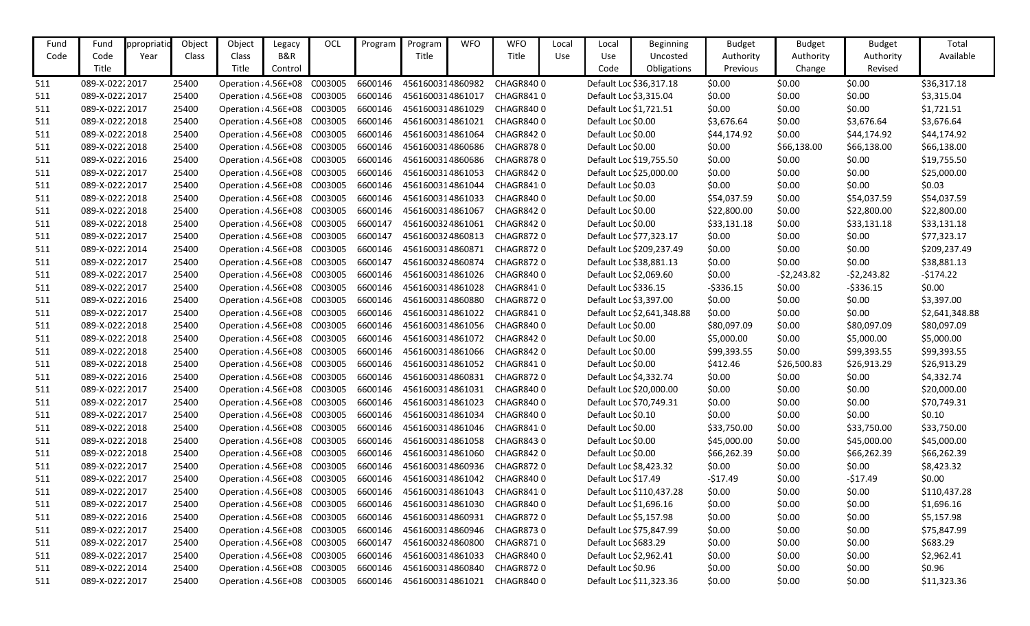| Fund Code | Fund Code Title | ppropriatio Year | Object Class | Object Class Title | Legacy B&R Control | OCL | Program | Program Title | WFO | WFO Title | Local Use | Local Use Code | Beginning Uncosted Obligations | Budget Authority Previous | Budget Authority Change | Budget Authority Revised | Total Available |
|---|---|---|---|---|---|---|---|---|---|---|---|---|---|---|---|---|---|
| 511 | 089-X-0222 | 2017 | 25400 | Operation | 4.56E+08 | C003005 | 6600146 | 4561600314 | 860982 | CHAGR840 | 0 | Default Loc | $36,317.18 | $0.00 | $0.00 | $0.00 | $36,317.18 |
| 511 | 089-X-0222 | 2017 | 25400 | Operation | 4.56E+08 | C003005 | 6600146 | 4561600314 | 861017 | CHAGR841 | 0 | Default Loc | $3,315.04 | $0.00 | $0.00 | $0.00 | $3,315.04 |
| 511 | 089-X-0222 | 2017 | 25400 | Operation | 4.56E+08 | C003005 | 6600146 | 4561600314 | 861029 | CHAGR840 | 0 | Default Loc | $1,721.51 | $0.00 | $0.00 | $0.00 | $1,721.51 |
| 511 | 089-X-0222 | 2018 | 25400 | Operation | 4.56E+08 | C003005 | 6600146 | 4561600314 | 861021 | CHAGR840 | 0 | Default Loc | $0.00 | $3,676.64 | $0.00 | $3,676.64 | $3,676.64 |
| 511 | 089-X-0222 | 2018 | 25400 | Operation | 4.56E+08 | C003005 | 6600146 | 4561600314 | 861064 | CHAGR842 | 0 | Default Loc | $0.00 | $44,174.92 | $0.00 | $44,174.92 | $44,174.92 |
| 511 | 089-X-0222 | 2018 | 25400 | Operation | 4.56E+08 | C003005 | 6600146 | 4561600314 | 860686 | CHAGR878 | 0 | Default Loc | $0.00 | $0.00 | $66,138.00 | $66,138.00 | $66,138.00 |
| 511 | 089-X-0222 | 2016 | 25400 | Operation | 4.56E+08 | C003005 | 6600146 | 4561600314 | 860686 | CHAGR878 | 0 | Default Loc | $19,755.50 | $0.00 | $0.00 | $0.00 | $19,755.50 |
| 511 | 089-X-0222 | 2017 | 25400 | Operation | 4.56E+08 | C003005 | 6600146 | 4561600314 | 861053 | CHAGR842 | 0 | Default Loc | $25,000.00 | $0.00 | $0.00 | $0.00 | $25,000.00 |
| 511 | 089-X-0222 | 2017 | 25400 | Operation | 4.56E+08 | C003005 | 6600146 | 4561600314 | 861044 | CHAGR841 | 0 | Default Loc | $0.03 | $0.00 | $0.00 | $0.00 | $0.03 |
| 511 | 089-X-0222 | 2018 | 25400 | Operation | 4.56E+08 | C003005 | 6600146 | 4561600314 | 861033 | CHAGR840 | 0 | Default Loc | $0.00 | $54,037.59 | $0.00 | $54,037.59 | $54,037.59 |
| 511 | 089-X-0222 | 2018 | 25400 | Operation | 4.56E+08 | C003005 | 6600146 | 4561600314 | 861067 | CHAGR842 | 0 | Default Loc | $0.00 | $22,800.00 | $0.00 | $22,800.00 | $22,800.00 |
| 511 | 089-X-0222 | 2018 | 25400 | Operation | 4.56E+08 | C003005 | 6600147 | 4561600324 | 861061 | CHAGR842 | 0 | Default Loc | $0.00 | $33,131.18 | $0.00 | $33,131.18 | $33,131.18 |
| 511 | 089-X-0222 | 2017 | 25400 | Operation | 4.56E+08 | C003005 | 6600147 | 4561600324 | 860813 | CHAGR872 | 0 | Default Loc | $77,323.17 | $0.00 | $0.00 | $0.00 | $77,323.17 |
| 511 | 089-X-0222 | 2014 | 25400 | Operation | 4.56E+08 | C003005 | 6600146 | 4561600314 | 860871 | CHAGR872 | 0 | Default Loc | $209,237.49 | $0.00 | $0.00 | $0.00 | $209,237.49 |
| 511 | 089-X-0222 | 2017 | 25400 | Operation | 4.56E+08 | C003005 | 6600147 | 4561600324 | 860874 | CHAGR872 | 0 | Default Loc | $38,881.13 | $0.00 | $0.00 | $0.00 | $38,881.13 |
| 511 | 089-X-0222 | 2017 | 25400 | Operation | 4.56E+08 | C003005 | 6600146 | 4561600314 | 861026 | CHAGR840 | 0 | Default Loc | $2,069.60 | $0.00 | -$2,243.82 | -$2,243.82 | -$174.22 |
| 511 | 089-X-0222 | 2017 | 25400 | Operation | 4.56E+08 | C003005 | 6600146 | 4561600314 | 861028 | CHAGR841 | 0 | Default Loc | $336.15 | -$336.15 | $0.00 | -$336.15 | $0.00 |
| 511 | 089-X-0222 | 2016 | 25400 | Operation | 4.56E+08 | C003005 | 6600146 | 4561600314 | 860880 | CHAGR872 | 0 | Default Loc | $3,397.00 | $0.00 | $0.00 | $0.00 | $3,397.00 |
| 511 | 089-X-0222 | 2017 | 25400 | Operation | 4.56E+08 | C003005 | 6600146 | 4561600314 | 861022 | CHAGR841 | 0 | Default Loc | $2,641,348.88 | $0.00 | $0.00 | $0.00 | $2,641,348.88 |
| 511 | 089-X-0222 | 2018 | 25400 | Operation | 4.56E+08 | C003005 | 6600146 | 4561600314 | 861056 | CHAGR840 | 0 | Default Loc | $0.00 | $80,097.09 | $0.00 | $80,097.09 | $80,097.09 |
| 511 | 089-X-0222 | 2018 | 25400 | Operation | 4.56E+08 | C003005 | 6600146 | 4561600314 | 861072 | CHAGR842 | 0 | Default Loc | $0.00 | $5,000.00 | $0.00 | $5,000.00 | $5,000.00 |
| 511 | 089-X-0222 | 2018 | 25400 | Operation | 4.56E+08 | C003005 | 6600146 | 4561600314 | 861066 | CHAGR842 | 0 | Default Loc | $0.00 | $99,393.55 | $0.00 | $99,393.55 | $99,393.55 |
| 511 | 089-X-0222 | 2018 | 25400 | Operation | 4.56E+08 | C003005 | 6600146 | 4561600314 | 861052 | CHAGR841 | 0 | Default Loc | $0.00 | $412.46 | $26,500.83 | $26,913.29 | $26,913.29 |
| 511 | 089-X-0222 | 2016 | 25400 | Operation | 4.56E+08 | C003005 | 6600146 | 4561600314 | 860831 | CHAGR872 | 0 | Default Loc | $4,332.74 | $0.00 | $0.00 | $0.00 | $4,332.74 |
| 511 | 089-X-0222 | 2017 | 25400 | Operation | 4.56E+08 | C003005 | 6600146 | 4561600314 | 861031 | CHAGR840 | 0 | Default Loc | $20,000.00 | $0.00 | $0.00 | $0.00 | $20,000.00 |
| 511 | 089-X-0222 | 2017 | 25400 | Operation | 4.56E+08 | C003005 | 6600146 | 4561600314 | 861023 | CHAGR840 | 0 | Default Loc | $70,749.31 | $0.00 | $0.00 | $0.00 | $70,749.31 |
| 511 | 089-X-0222 | 2017 | 25400 | Operation | 4.56E+08 | C003005 | 6600146 | 4561600314 | 861034 | CHAGR840 | 0 | Default Loc | $0.10 | $0.00 | $0.00 | $0.00 | $0.10 |
| 511 | 089-X-0222 | 2018 | 25400 | Operation | 4.56E+08 | C003005 | 6600146 | 4561600314 | 861046 | CHAGR841 | 0 | Default Loc | $0.00 | $33,750.00 | $0.00 | $33,750.00 | $33,750.00 |
| 511 | 089-X-0222 | 2018 | 25400 | Operation | 4.56E+08 | C003005 | 6600146 | 4561600314 | 861058 | CHAGR843 | 0 | Default Loc | $0.00 | $45,000.00 | $0.00 | $45,000.00 | $45,000.00 |
| 511 | 089-X-0222 | 2018 | 25400 | Operation | 4.56E+08 | C003005 | 6600146 | 4561600314 | 861060 | CHAGR842 | 0 | Default Loc | $0.00 | $66,262.39 | $0.00 | $66,262.39 | $66,262.39 |
| 511 | 089-X-0222 | 2017 | 25400 | Operation | 4.56E+08 | C003005 | 6600146 | 4561600314 | 860936 | CHAGR872 | 0 | Default Loc | $8,423.32 | $0.00 | $0.00 | $0.00 | $8,423.32 |
| 511 | 089-X-0222 | 2017 | 25400 | Operation | 4.56E+08 | C003005 | 6600146 | 4561600314 | 861042 | CHAGR840 | 0 | Default Loc | $17.49 | -$17.49 | $0.00 | -$17.49 | $0.00 |
| 511 | 089-X-0222 | 2017 | 25400 | Operation | 4.56E+08 | C003005 | 6600146 | 4561600314 | 861043 | CHAGR841 | 0 | Default Loc | $110,437.28 | $0.00 | $0.00 | $0.00 | $110,437.28 |
| 511 | 089-X-0222 | 2017 | 25400 | Operation | 4.56E+08 | C003005 | 6600146 | 4561600314 | 861030 | CHAGR840 | 0 | Default Loc | $1,696.16 | $0.00 | $0.00 | $0.00 | $1,696.16 |
| 511 | 089-X-0222 | 2016 | 25400 | Operation | 4.56E+08 | C003005 | 6600146 | 4561600314 | 860931 | CHAGR872 | 0 | Default Loc | $5,157.98 | $0.00 | $0.00 | $0.00 | $5,157.98 |
| 511 | 089-X-0222 | 2017 | 25400 | Operation | 4.56E+08 | C003005 | 6600146 | 4561600314 | 860946 | CHAGR873 | 0 | Default Loc | $75,847.99 | $0.00 | $0.00 | $0.00 | $75,847.99 |
| 511 | 089-X-0222 | 2017 | 25400 | Operation | 4.56E+08 | C003005 | 6600147 | 4561600324 | 860800 | CHAGR871 | 0 | Default Loc | $683.29 | $0.00 | $0.00 | $0.00 | $683.29 |
| 511 | 089-X-0222 | 2017 | 25400 | Operation | 4.56E+08 | C003005 | 6600146 | 4561600314 | 861033 | CHAGR840 | 0 | Default Loc | $2,962.41 | $0.00 | $0.00 | $0.00 | $2,962.41 |
| 511 | 089-X-0222 | 2014 | 25400 | Operation | 4.56E+08 | C003005 | 6600146 | 4561600314 | 860840 | CHAGR872 | 0 | Default Loc | $0.96 | $0.00 | $0.00 | $0.00 | $0.96 |
| 511 | 089-X-0222 | 2017 | 25400 | Operation | 4.56E+08 | C003005 | 6600146 | 4561600314 | 861021 | CHAGR840 | 0 | Default Loc | $11,323.36 | $0.00 | $0.00 | $0.00 | $11,323.36 |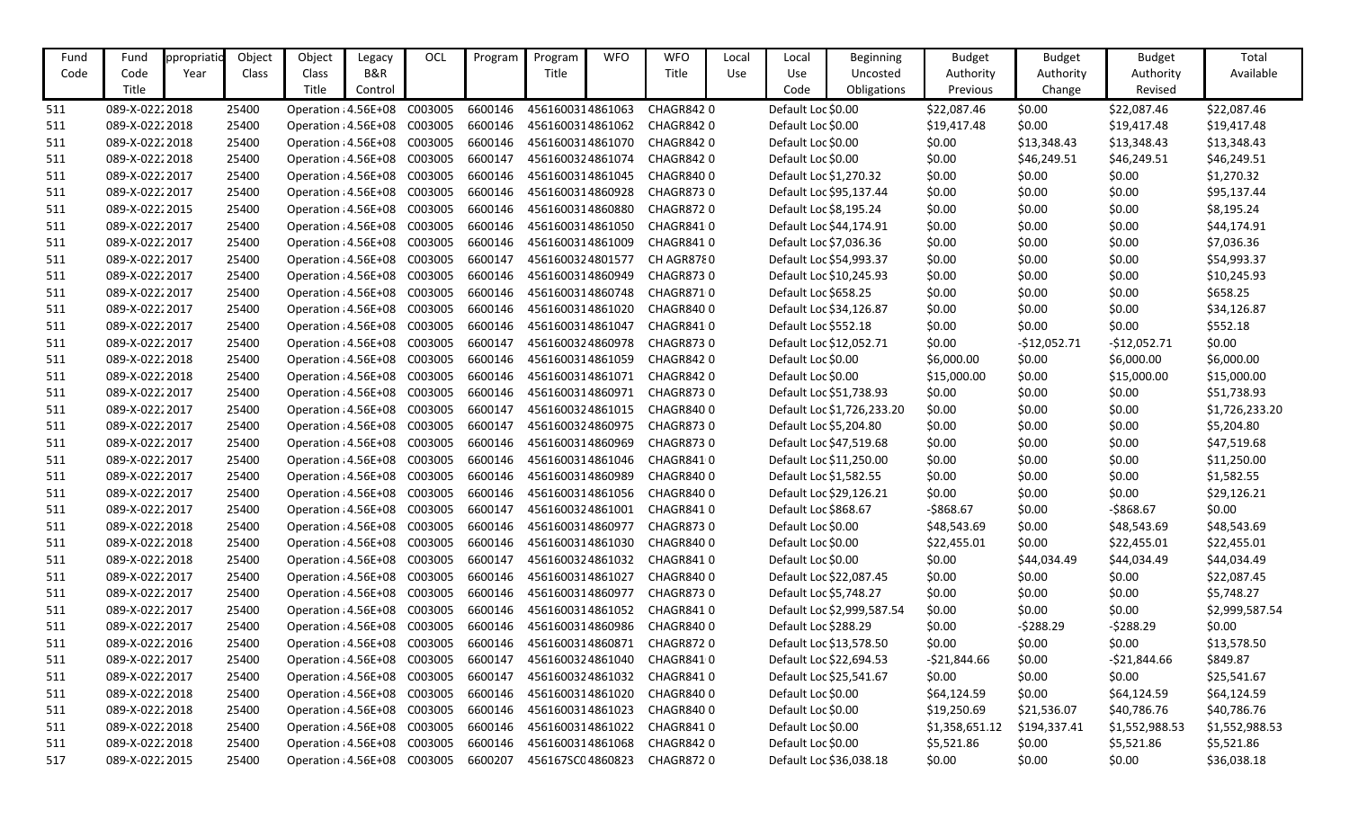| Fund Code | Fund Code Title | ppropriatio Year | Object Class | Object Class Title | Legacy B&R Control | OCL | Program | Program Title | WFO | WFO Title | Local Use | Local Use Code | Beginning Uncosted Obligations | Budget Authority Previous | Budget Authority Change | Budget Authority Revised | Total Available |
|---|---|---|---|---|---|---|---|---|---|---|---|---|---|---|---|---|---|
| 511 | 089-X-0222 | 2018 | 25400 | Operation | 4.56E+08 | C003005 | 6600146 | 4561600314861063 | | CHAGR842 | 0 | | Default Loc | $0.00 | $22,087.46 | $0.00 | $22,087.46 | $22,087.46 |
| 511 | 089-X-0222 | 2018 | 25400 | Operation | 4.56E+08 | C003005 | 6600146 | 4561600314861062 | | CHAGR842 | 0 | | Default Loc | $0.00 | $19,417.48 | $0.00 | $19,417.48 | $19,417.48 |
| 511 | 089-X-0222 | 2018 | 25400 | Operation | 4.56E+08 | C003005 | 6600146 | 4561600314861070 | | CHAGR842 | 0 | | Default Loc | $0.00 | $0.00 | $13,348.43 | $13,348.43 | $13,348.43 |
| 511 | 089-X-0222 | 2018 | 25400 | Operation | 4.56E+08 | C003005 | 6600147 | 4561600324861074 | | CHAGR842 | 0 | | Default Loc | $0.00 | $0.00 | $46,249.51 | $46,249.51 | $46,249.51 |
| 511 | 089-X-0222 | 2017 | 25400 | Operation | 4.56E+08 | C003005 | 6600146 | 4561600314861045 | | CHAGR840 | 0 | | Default Loc | $1,270.32 | $0.00 | $0.00 | $0.00 | $1,270.32 |
| 511 | 089-X-0222 | 2017 | 25400 | Operation | 4.56E+08 | C003005 | 6600146 | 4561600314860928 | | CHAGR873 | 0 | | Default Loc | $95,137.44 | $0.00 | $0.00 | $0.00 | $95,137.44 |
| 511 | 089-X-0222 | 2015 | 25400 | Operation | 4.56E+08 | C003005 | 6600146 | 4561600314860880 | | CHAGR872 | 0 | | Default Loc | $8,195.24 | $0.00 | $0.00 | $0.00 | $8,195.24 |
| 511 | 089-X-0222 | 2017 | 25400 | Operation | 4.56E+08 | C003005 | 6600146 | 4561600314861050 | | CHAGR841 | 0 | | Default Loc | $44,174.91 | $0.00 | $0.00 | $0.00 | $44,174.91 |
| 511 | 089-X-0222 | 2017 | 25400 | Operation | 4.56E+08 | C003005 | 6600146 | 4561600314861009 | | CHAGR841 | 0 | | Default Loc | $7,036.36 | $0.00 | $0.00 | $0.00 | $7,036.36 |
| 511 | 089-X-0222 | 2017 | 25400 | Operation | 4.56E+08 | C003005 | 6600147 | 4561600324801577 | | CH AGR878 | 0 | | Default Loc | $54,993.37 | $0.00 | $0.00 | $0.00 | $54,993.37 |
| 511 | 089-X-0222 | 2017 | 25400 | Operation | 4.56E+08 | C003005 | 6600146 | 4561600314860949 | | CHAGR873 | 0 | | Default Loc | $10,245.93 | $0.00 | $0.00 | $0.00 | $10,245.93 |
| 511 | 089-X-0222 | 2017 | 25400 | Operation | 4.56E+08 | C003005 | 6600146 | 4561600314860748 | | CHAGR871 | 0 | | Default Loc | $658.25 | $0.00 | $0.00 | $0.00 | $658.25 |
| 511 | 089-X-0222 | 2017 | 25400 | Operation | 4.56E+08 | C003005 | 6600146 | 4561600314861020 | | CHAGR840 | 0 | | Default Loc | $34,126.87 | $0.00 | $0.00 | $0.00 | $34,126.87 |
| 511 | 089-X-0222 | 2017 | 25400 | Operation | 4.56E+08 | C003005 | 6600146 | 4561600314861047 | | CHAGR841 | 0 | | Default Loc | $552.18 | $0.00 | $0.00 | $0.00 | $552.18 |
| 511 | 089-X-0222 | 2017 | 25400 | Operation | 4.56E+08 | C003005 | 6600147 | 4561600324860978 | | CHAGR873 | 0 | | Default Loc | $12,052.71 | $0.00 | -$12,052.71 | -$12,052.71 | $0.00 |
| 511 | 089-X-0222 | 2018 | 25400 | Operation | 4.56E+08 | C003005 | 6600146 | 4561600314861059 | | CHAGR842 | 0 | | Default Loc | $0.00 | $6,000.00 | $0.00 | $6,000.00 | $6,000.00 |
| 511 | 089-X-0222 | 2018 | 25400 | Operation | 4.56E+08 | C003005 | 6600146 | 4561600314861071 | | CHAGR842 | 0 | | Default Loc | $0.00 | $15,000.00 | $0.00 | $15,000.00 | $15,000.00 |
| 511 | 089-X-0222 | 2017 | 25400 | Operation | 4.56E+08 | C003005 | 6600146 | 4561600314860971 | | CHAGR873 | 0 | | Default Loc | $51,738.93 | $0.00 | $0.00 | $0.00 | $51,738.93 |
| 511 | 089-X-0222 | 2017 | 25400 | Operation | 4.56E+08 | C003005 | 6600147 | 4561600324861015 | | CHAGR840 | 0 | | Default Loc | $1,726,233.20 | $0.00 | $0.00 | $0.00 | $1,726,233.20 |
| 511 | 089-X-0222 | 2017 | 25400 | Operation | 4.56E+08 | C003005 | 6600147 | 4561600324860975 | | CHAGR873 | 0 | | Default Loc | $5,204.80 | $0.00 | $0.00 | $0.00 | $5,204.80 |
| 511 | 089-X-0222 | 2017 | 25400 | Operation | 4.56E+08 | C003005 | 6600146 | 4561600314860969 | | CHAGR873 | 0 | | Default Loc | $47,519.68 | $0.00 | $0.00 | $0.00 | $47,519.68 |
| 511 | 089-X-0222 | 2017 | 25400 | Operation | 4.56E+08 | C003005 | 6600146 | 4561600314861046 | | CHAGR841 | 0 | | Default Loc | $11,250.00 | $0.00 | $0.00 | $0.00 | $11,250.00 |
| 511 | 089-X-0222 | 2017 | 25400 | Operation | 4.56E+08 | C003005 | 6600146 | 4561600314860989 | | CHAGR840 | 0 | | Default Loc | $1,582.55 | $0.00 | $0.00 | $0.00 | $1,582.55 |
| 511 | 089-X-0222 | 2017 | 25400 | Operation | 4.56E+08 | C003005 | 6600146 | 4561600314861056 | | CHAGR840 | 0 | | Default Loc | $29,126.21 | $0.00 | $0.00 | $0.00 | $29,126.21 |
| 511 | 089-X-0222 | 2017 | 25400 | Operation | 4.56E+08 | C003005 | 6600147 | 4561600324861001 | | CHAGR841 | 0 | | Default Loc | $868.67 | -$868.67 | $0.00 | -$868.67 | $0.00 |
| 511 | 089-X-0222 | 2018 | 25400 | Operation | 4.56E+08 | C003005 | 6600146 | 4561600314860977 | | CHAGR873 | 0 | | Default Loc | $0.00 | $48,543.69 | $0.00 | $48,543.69 | $48,543.69 |
| 511 | 089-X-0222 | 2018 | 25400 | Operation | 4.56E+08 | C003005 | 6600146 | 4561600314861030 | | CHAGR840 | 0 | | Default Loc | $0.00 | $22,455.01 | $0.00 | $22,455.01 | $22,455.01 |
| 511 | 089-X-0222 | 2018 | 25400 | Operation | 4.56E+08 | C003005 | 6600147 | 4561600324861032 | | CHAGR841 | 0 | | Default Loc | $0.00 | $0.00 | $44,034.49 | $44,034.49 | $44,034.49 |
| 511 | 089-X-0222 | 2017 | 25400 | Operation | 4.56E+08 | C003005 | 6600146 | 4561600314861027 | | CHAGR840 | 0 | | Default Loc | $22,087.45 | $0.00 | $0.00 | $0.00 | $22,087.45 |
| 511 | 089-X-0222 | 2017 | 25400 | Operation | 4.56E+08 | C003005 | 6600146 | 4561600314860977 | | CHAGR873 | 0 | | Default Loc | $5,748.27 | $0.00 | $0.00 | $0.00 | $5,748.27 |
| 511 | 089-X-0222 | 2017 | 25400 | Operation | 4.56E+08 | C003005 | 6600146 | 4561600314861052 | | CHAGR841 | 0 | | Default Loc | $2,999,587.54 | $0.00 | $0.00 | $0.00 | $2,999,587.54 |
| 511 | 089-X-0222 | 2017 | 25400 | Operation | 4.56E+08 | C003005 | 6600146 | 4561600314860986 | | CHAGR840 | 0 | | Default Loc | $288.29 | $0.00 | -$288.29 | -$288.29 | $0.00 |
| 511 | 089-X-0222 | 2016 | 25400 | Operation | 4.56E+08 | C003005 | 6600146 | 4561600314860871 | | CHAGR872 | 0 | | Default Loc | $13,578.50 | $0.00 | $0.00 | $0.00 | $13,578.50 |
| 511 | 089-X-0222 | 2017 | 25400 | Operation | 4.56E+08 | C003005 | 6600147 | 4561600324861040 | | CHAGR841 | 0 | | Default Loc | $22,694.53 | -$21,844.66 | $0.00 | -$21,844.66 | $849.87 |
| 511 | 089-X-0222 | 2017 | 25400 | Operation | 4.56E+08 | C003005 | 6600147 | 4561600324861032 | | CHAGR841 | 0 | | Default Loc | $25,541.67 | $0.00 | $0.00 | $0.00 | $25,541.67 |
| 511 | 089-X-0222 | 2018 | 25400 | Operation | 4.56E+08 | C003005 | 6600146 | 4561600314861020 | | CHAGR840 | 0 | | Default Loc | $0.00 | $64,124.59 | $0.00 | $64,124.59 | $64,124.59 |
| 511 | 089-X-0222 | 2018 | 25400 | Operation | 4.56E+08 | C003005 | 6600146 | 4561600314861023 | | CHAGR840 | 0 | | Default Loc | $0.00 | $19,250.69 | $21,536.07 | $40,786.76 | $40,786.76 |
| 511 | 089-X-0222 | 2018 | 25400 | Operation | 4.56E+08 | C003005 | 6600146 | 4561600314861022 | | CHAGR841 | 0 | | Default Loc | $0.00 | $1,358,651.12 | $194,337.41 | $1,552,988.53 | $1,552,988.53 |
| 511 | 089-X-0222 | 2018 | 25400 | Operation | 4.56E+08 | C003005 | 6600146 | 4561600314861068 | | CHAGR842 | 0 | | Default Loc | $0.00 | $5,521.86 | $0.00 | $5,521.86 | $5,521.86 |
| 517 | 089-X-0222 | 2015 | 25400 | Operation | 4.56E+08 | C003005 | 6600207 | 456167SC04860823 | | CHAGR872 | 0 | | Default Loc | $36,038.18 | $0.00 | $0.00 | $0.00 | $36,038.18 |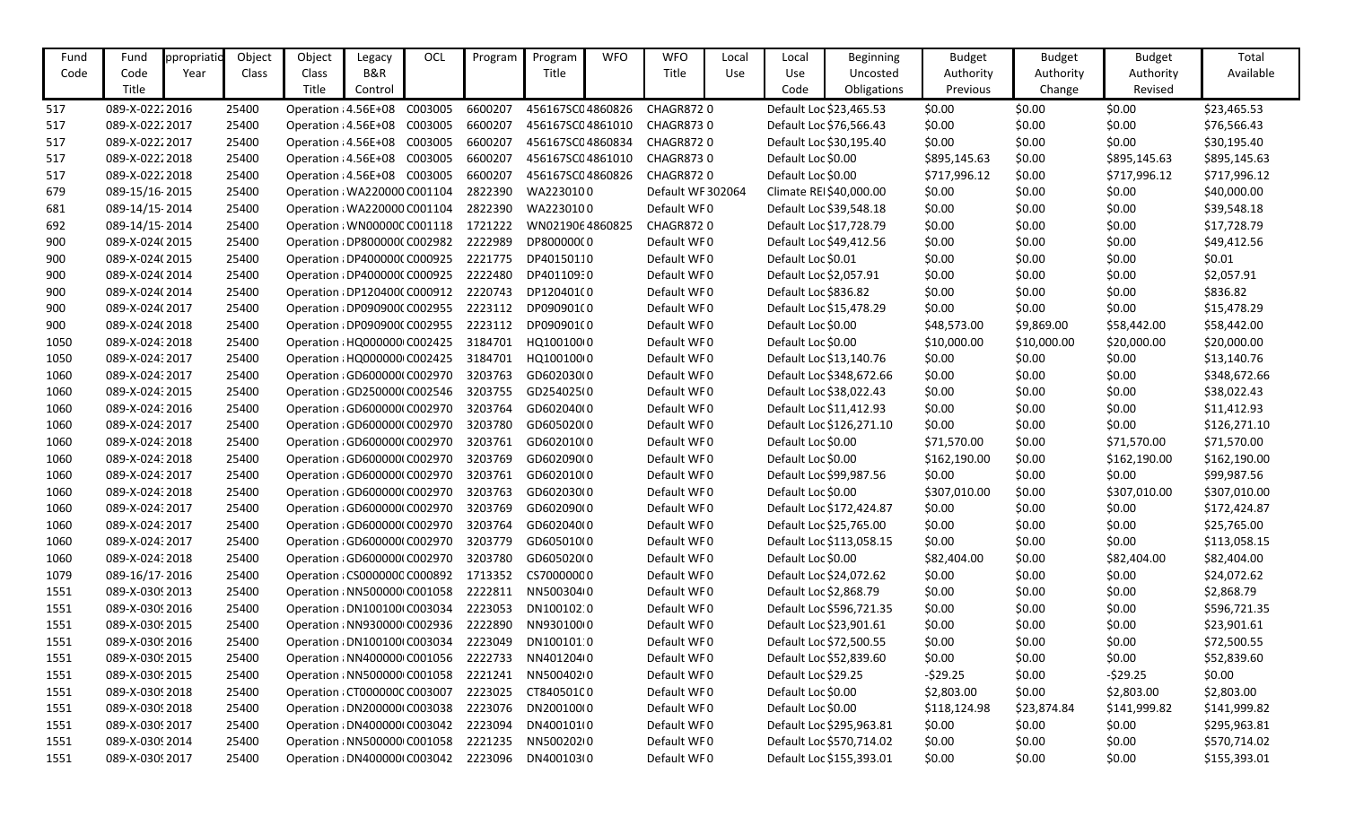| Fund Code | Fund Code Title | Appropriation Year | Object Class | Object Class Title | Legacy B&R Control | OCL | Program | Program Title | WFO | WFO Title | Local Use | Local Use Code | Beginning Uncosted Obligations | Budget Authority Previous | Budget Authority Change | Budget Authority Revised | Total Available |
|---|---|---|---|---|---|---|---|---|---|---|---|---|---|---|---|---|---|
| 517 | 089-X-0222 | 2016 | 25400 | Operation | 4.56E+08 | C003005 | 6600207 | 456167SC0 | 4860826 | CHAGR872 | 0 | Default Loc | $23,465.53 | $0.00 | $0.00 | $0.00 | $23,465.53 |
| 517 | 089-X-0222 | 2017 | 25400 | Operation | 4.56E+08 | C003005 | 6600207 | 456167SC0 | 4861010 | CHAGR873 | 0 | Default Loc | $76,566.43 | $0.00 | $0.00 | $0.00 | $76,566.43 |
| 517 | 089-X-0222 | 2017 | 25400 | Operation | 4.56E+08 | C003005 | 6600207 | 456167SC0 | 4860834 | CHAGR872 | 0 | Default Loc | $30,195.40 | $0.00 | $0.00 | $0.00 | $30,195.40 |
| 517 | 089-X-0222 | 2018 | 25400 | Operation | 4.56E+08 | C003005 | 6600207 | 456167SC0 | 4861010 | CHAGR873 | 0 | Default Loc | $0.00 | $895,145.63 | $0.00 | $895,145.63 | $895,145.63 |
| 517 | 089-X-0222 | 2018 | 25400 | Operation | 4.56E+08 | C003005 | 6600207 | 456167SC0 | 4860826 | CHAGR872 | 0 | Default Loc | $0.00 | $717,996.12 | $0.00 | $717,996.12 | $717,996.12 |
| 679 | 089-15/16- | 2015 | 25400 | Operation | WA220000 | C001104 | 2822390 | WA2230100 | | Default WF | 302064 | Climate REI | $40,000.00 | $0.00 | $0.00 | $0.00 | $40,000.00 |
| 681 | 089-14/15- | 2014 | 25400 | Operation | WA220000 | C001104 | 2822390 | WA2230100 | | Default WF | 0 | Default Loc | $39,548.18 | $0.00 | $0.00 | $0.00 | $39,548.18 |
| 692 | 089-14/15- | 2014 | 25400 | Operation | WN000000 | C001118 | 1721222 | WN021906 | 4860825 | CHAGR872 | 0 | Default Loc | $17,728.79 | $0.00 | $0.00 | $0.00 | $17,728.79 |
| 900 | 089-X-0240 | 2015 | 25400 | Operation | DP800000 | C002982 | 2222989 | DP800000 | 0 | Default WF | 0 | Default Loc | $49,412.56 | $0.00 | $0.00 | $0.00 | $49,412.56 |
| 900 | 089-X-0240 | 2015 | 25400 | Operation | DP400000 | C000925 | 2221775 | DP4015011 | 0 | Default WF | 0 | Default Loc | $0.01 | $0.00 | $0.00 | $0.00 | $0.01 |
| 900 | 089-X-0240 | 2014 | 25400 | Operation | DP400000 | C000925 | 2222480 | DP401109 | 0 | Default WF | 0 | Default Loc | $2,057.91 | $0.00 | $0.00 | $0.00 | $2,057.91 |
| 900 | 089-X-0240 | 2014 | 25400 | Operation | DP120400 | C000912 | 2220743 | DP120401 | 0 | Default WF | 0 | Default Loc | $836.82 | $0.00 | $0.00 | $0.00 | $836.82 |
| 900 | 089-X-0240 | 2017 | 25400 | Operation | DP090900 | C002955 | 2223112 | DP090901 | 0 | Default WF | 0 | Default Loc | $15,478.29 | $0.00 | $0.00 | $0.00 | $15,478.29 |
| 900 | 089-X-0240 | 2018 | 25400 | Operation | DP090900 | C002955 | 2223112 | DP090901 | 0 | Default WF | 0 | Default Loc | $0.00 | $48,573.00 | $9,869.00 | $58,442.00 | $58,442.00 |
| 1050 | 089-X-0243 | 2018 | 25400 | Operation | HQ000000 | C002425 | 3184701 | HQ100100 | 0 | Default WF | 0 | Default Loc | $0.00 | $10,000.00 | $10,000.00 | $20,000.00 | $20,000.00 |
| 1050 | 089-X-0243 | 2017 | 25400 | Operation | HQ000000 | C002425 | 3184701 | HQ100100 | 0 | Default WF | 0 | Default Loc | $13,140.76 | $0.00 | $0.00 | $0.00 | $13,140.76 |
| 1060 | 089-X-0243 | 2017 | 25400 | Operation | GD600000 | C002970 | 3203763 | GD602030 | 0 | Default WF | 0 | Default Loc | $348,672.66 | $0.00 | $0.00 | $0.00 | $348,672.66 |
| 1060 | 089-X-0243 | 2015 | 25400 | Operation | GD250000 | C002546 | 3203755 | GD254025 | 0 | Default WF | 0 | Default Loc | $38,022.43 | $0.00 | $0.00 | $0.00 | $38,022.43 |
| 1060 | 089-X-0243 | 2016 | 25400 | Operation | GD600000 | C002970 | 3203764 | GD602040 | 0 | Default WF | 0 | Default Loc | $11,412.93 | $0.00 | $0.00 | $0.00 | $11,412.93 |
| 1060 | 089-X-0243 | 2017 | 25400 | Operation | GD600000 | C002970 | 3203780 | GD605020 | 0 | Default WF | 0 | Default Loc | $126,271.10 | $0.00 | $0.00 | $0.00 | $126,271.10 |
| 1060 | 089-X-0243 | 2018 | 25400 | Operation | GD600000 | C002970 | 3203761 | GD602010 | 0 | Default WF | 0 | Default Loc | $0.00 | $71,570.00 | $0.00 | $71,570.00 | $71,570.00 |
| 1060 | 089-X-0243 | 2018 | 25400 | Operation | GD600000 | C002970 | 3203769 | GD602090 | 0 | Default WF | 0 | Default Loc | $0.00 | $162,190.00 | $0.00 | $162,190.00 | $162,190.00 |
| 1060 | 089-X-0243 | 2017 | 25400 | Operation | GD600000 | C002970 | 3203761 | GD602010 | 0 | Default WF | 0 | Default Loc | $99,987.56 | $0.00 | $0.00 | $0.00 | $99,987.56 |
| 1060 | 089-X-0243 | 2018 | 25400 | Operation | GD600000 | C002970 | 3203763 | GD602030 | 0 | Default WF | 0 | Default Loc | $0.00 | $307,010.00 | $0.00 | $307,010.00 | $307,010.00 |
| 1060 | 089-X-0243 | 2017 | 25400 | Operation | GD600000 | C002970 | 3203769 | GD602090 | 0 | Default WF | 0 | Default Loc | $172,424.87 | $0.00 | $0.00 | $0.00 | $172,424.87 |
| 1060 | 089-X-0243 | 2017 | 25400 | Operation | GD600000 | C002970 | 3203764 | GD602040 | 0 | Default WF | 0 | Default Loc | $25,765.00 | $0.00 | $0.00 | $0.00 | $25,765.00 |
| 1060 | 089-X-0243 | 2017 | 25400 | Operation | GD600000 | C002970 | 3203779 | GD605010 | 0 | Default WF | 0 | Default Loc | $113,058.15 | $0.00 | $0.00 | $0.00 | $113,058.15 |
| 1060 | 089-X-0243 | 2018 | 25400 | Operation | GD600000 | C002970 | 3203780 | GD605020 | 0 | Default WF | 0 | Default Loc | $0.00 | $82,404.00 | $0.00 | $82,404.00 | $82,404.00 |
| 1079 | 089-16/17- | 2016 | 25400 | Operation | CS000000 | C000892 | 1713352 | CS7000000 | 0 | Default WF | 0 | Default Loc | $24,072.62 | $0.00 | $0.00 | $0.00 | $24,072.62 |
| 1551 | 089-X-0309 | 2013 | 25400 | Operation | NN500000 | C001058 | 2222811 | NN500304 | 0 | Default WF | 0 | Default Loc | $2,868.79 | $0.00 | $0.00 | $0.00 | $2,868.79 |
| 1551 | 089-X-0309 | 2016 | 25400 | Operation | DN100100 | C003034 | 2223053 | DN100102 | 0 | Default WF | 0 | Default Loc | $596,721.35 | $0.00 | $0.00 | $0.00 | $596,721.35 |
| 1551 | 089-X-0309 | 2015 | 25400 | Operation | NN930000 | C002936 | 2222890 | NN930100 | 0 | Default WF | 0 | Default Loc | $23,901.61 | $0.00 | $0.00 | $0.00 | $23,901.61 |
| 1551 | 089-X-0309 | 2016 | 25400 | Operation | DN100100 | C003034 | 2223049 | DN100101 | 0 | Default WF | 0 | Default Loc | $72,500.55 | $0.00 | $0.00 | $0.00 | $72,500.55 |
| 1551 | 089-X-0309 | 2015 | 25400 | Operation | NN400000 | C001056 | 2222733 | NN401204 | 0 | Default WF | 0 | Default Loc | $52,839.60 | $0.00 | $0.00 | $0.00 | $52,839.60 |
| 1551 | 089-X-0309 | 2015 | 25400 | Operation | NN500000 | C001058 | 2221241 | NN500402 | 0 | Default WF | 0 | Default Loc | $29.25 | -$29.25 | $0.00 | -$29.25 | $0.00 |
| 1551 | 089-X-0309 | 2018 | 25400 | Operation | CT000000 | C003007 | 2223025 | CT840501 | 0 | Default WF | 0 | Default Loc | $0.00 | $2,803.00 | $0.00 | $2,803.00 | $2,803.00 |
| 1551 | 089-X-0309 | 2018 | 25400 | Operation | DN200000 | C003038 | 2223076 | DN200100 | 0 | Default WF | 0 | Default Loc | $0.00 | $118,124.98 | $23,874.84 | $141,999.82 | $141,999.82 |
| 1551 | 089-X-0309 | 2017 | 25400 | Operation | DN400000 | C003042 | 2223094 | DN400101 | 0 | Default WF | 0 | Default Loc | $295,963.81 | $0.00 | $0.00 | $0.00 | $295,963.81 |
| 1551 | 089-X-0309 | 2014 | 25400 | Operation | NN500000 | C001058 | 2221235 | NN500202 | 0 | Default WF | 0 | Default Loc | $570,714.02 | $0.00 | $0.00 | $0.00 | $570,714.02 |
| 1551 | 089-X-0309 | 2017 | 25400 | Operation | DN400000 | C003042 | 2223096 | DN400103 | 0 | Default WF | 0 | Default Loc | $155,393.01 | $0.00 | $0.00 | $0.00 | $155,393.01 |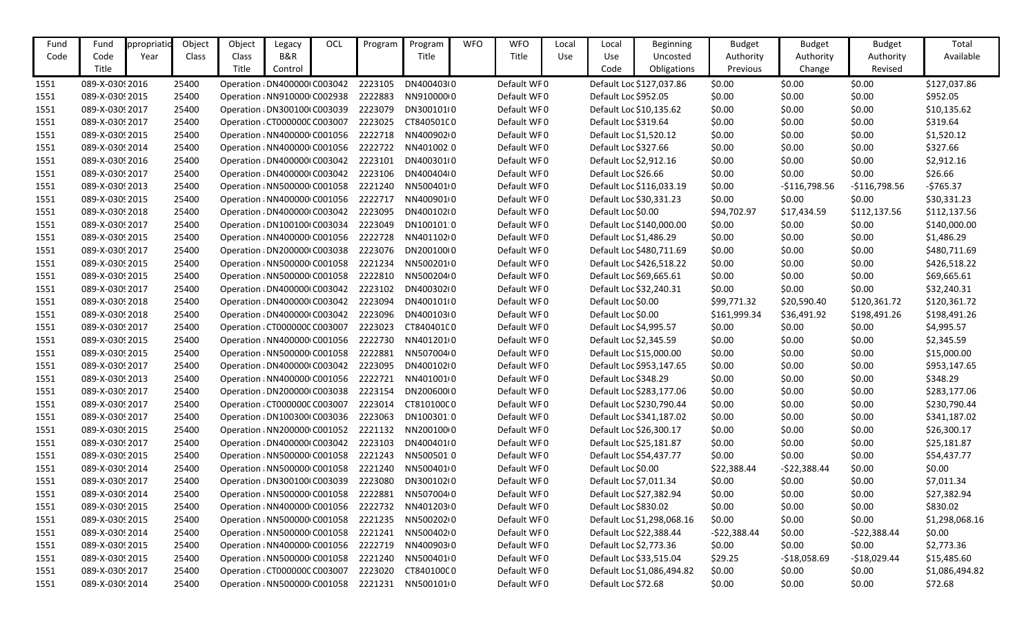| Fund Code | Fund Code Title | ppropriatio Year | Object Class | Object Class Title | Legacy B&R Control | OCL | Program | Program Title | WFO | WFO Title | Local Use | Local Use Code | Beginning Uncosted Obligations | Budget Authority Previous | Budget Authority Change | Budget Authority Revised | Total Available |
|---|---|---|---|---|---|---|---|---|---|---|---|---|---|---|---|---|---|
| 1551 | 089-X-030( 2016 | | 25400 | Operation : DN400000( C003042 | | | 2223105 | DN400403( 0 | | Default WF 0 | | Default Loc $127,037.86 | | $0.00 | $0.00 | $0.00 | $127,037.86 |
| 1551 | 089-X-030( 2015 | | 25400 | Operation : NN910000( C002938 | | | 2222883 | NN910000( 0 | | Default WF 0 | | Default Loc $952.05 | | $0.00 | $0.00 | $0.00 | $952.05 |
| 1551 | 089-X-030( 2017 | | 25400 | Operation : DN300100( C003039 | | | 2223079 | DN300101( 0 | | Default WF 0 | | Default Loc $10,135.62 | | $0.00 | $0.00 | $0.00 | $10,135.62 |
| 1551 | 089-X-030( 2017 | | 25400 | Operation : CT000000C C003007 | | | 2223025 | CT840501C 0 | | Default WF 0 | | Default Loc $319.64 | | $0.00 | $0.00 | $0.00 | $319.64 |
| 1551 | 089-X-030( 2015 | | 25400 | Operation : NN400000( C001056 | | | 2222718 | NN400902( 0 | | Default WF 0 | | Default Loc $1,520.12 | | $0.00 | $0.00 | $0.00 | $1,520.12 |
| 1551 | 089-X-030( 2014 | | 25400 | Operation : NN400000( C001056 | | | 2222722 | NN401002 0 | | Default WF 0 | | Default Loc $327.66 | | $0.00 | $0.00 | $0.00 | $327.66 |
| 1551 | 089-X-030( 2016 | | 25400 | Operation : DN400000( C003042 | | | 2223101 | DN400301( 0 | | Default WF 0 | | Default Loc $2,912.16 | | $0.00 | $0.00 | $0.00 | $2,912.16 |
| 1551 | 089-X-030( 2017 | | 25400 | Operation : DN400000( C003042 | | | 2223106 | DN400404( 0 | | Default WF 0 | | Default Loc $26.66 | | $0.00 | $0.00 | $0.00 | $26.66 |
| 1551 | 089-X-030( 2013 | | 25400 | Operation : NN500000( C001058 | | | 2221240 | NN500401( 0 | | Default WF 0 | | Default Loc $116,033.19 | | $0.00 | -$116,798.56 | -$116,798.56 | -$765.37 |
| 1551 | 089-X-030( 2015 | | 25400 | Operation : NN400000( C001056 | | | 2222717 | NN400901( 0 | | Default WF 0 | | Default Loc $30,331.23 | | $0.00 | $0.00 | $0.00 | $30,331.23 |
| 1551 | 089-X-030( 2018 | | 25400 | Operation : DN400000( C003042 | | | 2223095 | DN400102( 0 | | Default WF 0 | | Default Loc $0.00 | | $94,702.97 | $17,434.59 | $112,137.56 | $112,137.56 |
| 1551 | 089-X-030( 2017 | | 25400 | Operation : DN100100( C003034 | | | 2223049 | DN100101 0 | | Default WF 0 | | Default Loc $140,000.00 | | $0.00 | $0.00 | $0.00 | $140,000.00 |
| 1551 | 089-X-030( 2015 | | 25400 | Operation : NN400000( C001056 | | | 2222728 | NN401102( 0 | | Default WF 0 | | Default Loc $1,486.29 | | $0.00 | $0.00 | $0.00 | $1,486.29 |
| 1551 | 089-X-030( 2017 | | 25400 | Operation : DN200000( C003038 | | | 2223076 | DN200100( 0 | | Default WF 0 | | Default Loc $480,711.69 | | $0.00 | $0.00 | $0.00 | $480,711.69 |
| 1551 | 089-X-030( 2015 | | 25400 | Operation : NN500000( C001058 | | | 2221234 | NN500201( 0 | | Default WF 0 | | Default Loc $426,518.22 | | $0.00 | $0.00 | $0.00 | $426,518.22 |
| 1551 | 089-X-030( 2015 | | 25400 | Operation : NN500000( C001058 | | | 2222810 | NN500204( 0 | | Default WF 0 | | Default Loc $69,665.61 | | $0.00 | $0.00 | $0.00 | $69,665.61 |
| 1551 | 089-X-030( 2017 | | 25400 | Operation : DN400000( C003042 | | | 2223102 | DN400302( 0 | | Default WF 0 | | Default Loc $32,240.31 | | $0.00 | $0.00 | $0.00 | $32,240.31 |
| 1551 | 089-X-030( 2018 | | 25400 | Operation : DN400000( C003042 | | | 2223094 | DN400101( 0 | | Default WF 0 | | Default Loc $0.00 | | $99,771.32 | $20,590.40 | $120,361.72 | $120,361.72 |
| 1551 | 089-X-030( 2018 | | 25400 | Operation : DN400000( C003042 | | | 2223096 | DN400103( 0 | | Default WF 0 | | Default Loc $0.00 | | $161,999.34 | $36,491.92 | $198,491.26 | $198,491.26 |
| 1551 | 089-X-030( 2017 | | 25400 | Operation : CT000000C C003007 | | | 2223023 | CT840401C 0 | | Default WF 0 | | Default Loc $4,995.57 | | $0.00 | $0.00 | $0.00 | $4,995.57 |
| 1551 | 089-X-030( 2015 | | 25400 | Operation : NN400000( C001056 | | | 2222730 | NN401201( 0 | | Default WF 0 | | Default Loc $2,345.59 | | $0.00 | $0.00 | $0.00 | $2,345.59 |
| 1551 | 089-X-030( 2015 | | 25400 | Operation : NN500000( C001058 | | | 2222881 | NN507004( 0 | | Default WF 0 | | Default Loc $15,000.00 | | $0.00 | $0.00 | $0.00 | $15,000.00 |
| 1551 | 089-X-030( 2017 | | 25400 | Operation : DN400000( C003042 | | | 2223095 | DN400102( 0 | | Default WF 0 | | Default Loc $953,147.65 | | $0.00 | $0.00 | $0.00 | $953,147.65 |
| 1551 | 089-X-030( 2013 | | 25400 | Operation : NN400000( C001056 | | | 2222721 | NN401001( 0 | | Default WF 0 | | Default Loc $348.29 | | $0.00 | $0.00 | $0.00 | $348.29 |
| 1551 | 089-X-030( 2017 | | 25400 | Operation : DN200000( C003038 | | | 2223154 | DN200600( 0 | | Default WF 0 | | Default Loc $283,177.06 | | $0.00 | $0.00 | $0.00 | $283,177.06 |
| 1551 | 089-X-030( 2017 | | 25400 | Operation : CT000000C C003007 | | | 2223014 | CT810100C 0 | | Default WF 0 | | Default Loc $230,790.44 | | $0.00 | $0.00 | $0.00 | $230,790.44 |
| 1551 | 089-X-030( 2017 | | 25400 | Operation : DN100300( C003036 | | | 2223063 | DN100301 0 | | Default WF 0 | | Default Loc $341,187.02 | | $0.00 | $0.00 | $0.00 | $341,187.02 |
| 1551 | 089-X-030( 2015 | | 25400 | Operation : NN200000( C001052 | | | 2221132 | NN200100( 0 | | Default WF 0 | | Default Loc $26,300.17 | | $0.00 | $0.00 | $0.00 | $26,300.17 |
| 1551 | 089-X-030( 2017 | | 25400 | Operation : DN400000( C003042 | | | 2223103 | DN400401( 0 | | Default WF 0 | | Default Loc $25,181.87 | | $0.00 | $0.00 | $0.00 | $25,181.87 |
| 1551 | 089-X-030( 2015 | | 25400 | Operation : NN500000( C001058 | | | 2221243 | NN500501 0 | | Default WF 0 | | Default Loc $54,437.77 | | $0.00 | $0.00 | $0.00 | $54,437.77 |
| 1551 | 089-X-030( 2014 | | 25400 | Operation : NN500000( C001058 | | | 2221240 | NN500401( 0 | | Default WF 0 | | Default Loc $0.00 | | $22,388.44 | -$22,388.44 | $0.00 | $0.00 |
| 1551 | 089-X-030( 2017 | | 25400 | Operation : DN300100( C003039 | | | 2223080 | DN300102( 0 | | Default WF 0 | | Default Loc $7,011.34 | | $0.00 | $0.00 | $0.00 | $7,011.34 |
| 1551 | 089-X-030( 2014 | | 25400 | Operation : NN500000( C001058 | | | 2222881 | NN507004( 0 | | Default WF 0 | | Default Loc $27,382.94 | | $0.00 | $0.00 | $0.00 | $27,382.94 |
| 1551 | 089-X-030( 2015 | | 25400 | Operation : NN400000( C001056 | | | 2222732 | NN401203( 0 | | Default WF 0 | | Default Loc $830.02 | | $0.00 | $0.00 | $0.00 | $830.02 |
| 1551 | 089-X-030( 2015 | | 25400 | Operation : NN500000( C001058 | | | 2221235 | NN500202( 0 | | Default WF 0 | | Default Loc $1,298,068.16 | | $0.00 | $0.00 | $0.00 | $1,298,068.16 |
| 1551 | 089-X-030( 2014 | | 25400 | Operation : NN500000( C001058 | | | 2221241 | NN500402( 0 | | Default WF 0 | | Default Loc $22,388.44 | | -$22,388.44 | $0.00 | -$22,388.44 | $0.00 |
| 1551 | 089-X-030( 2015 | | 25400 | Operation : NN400000( C001056 | | | 2222719 | NN400903( 0 | | Default WF 0 | | Default Loc $2,773.36 | | $0.00 | $0.00 | $0.00 | $2,773.36 |
| 1551 | 089-X-030( 2015 | | 25400 | Operation : NN500000( C001058 | | | 2221240 | NN500401( 0 | | Default WF 0 | | Default Loc $33,515.04 | | $29.25 | -$18,058.69 | -$18,029.44 | $15,485.60 |
| 1551 | 089-X-030( 2017 | | 25400 | Operation : CT000000C C003007 | | | 2223020 | CT840100C 0 | | Default WF 0 | | Default Loc $1,086,494.82 | | $0.00 | $0.00 | $0.00 | $1,086,494.82 |
| 1551 | 089-X-030( 2014 | | 25400 | Operation : NN500000( C001058 | | | 2221231 | NN500101( 0 | | Default WF 0 | | Default Loc $72.68 | | $0.00 | $0.00 | $0.00 | $72.68 |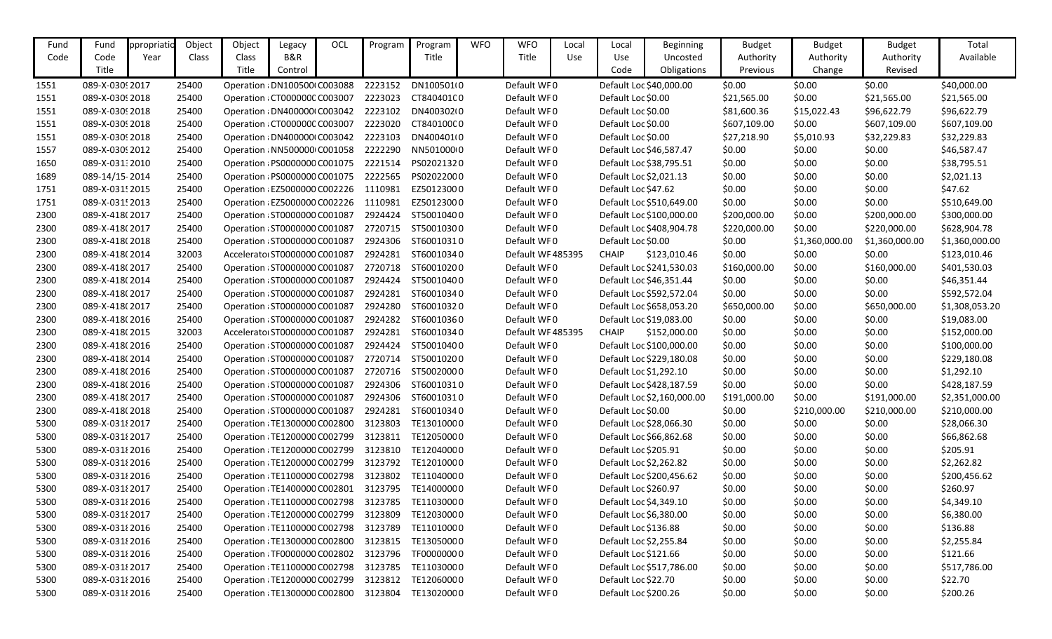| Fund Code | Fund Code Title | ppropriatio Year | Object Class | Object Class Title | Legacy B&R Control | OCL | Program | Program Title | WFO | WFO Title | Local Use | Local Use Code | Beginning Uncosted Obligations | Budget Authority Previous | Budget Authority Change | Budget Authority Revised | Total Available |
|---|---|---|---|---|---|---|---|---|---|---|---|---|---|---|---|---|---|
| 1551 | 089-X-030! | 2017 | 25400 | Operation : | DN100500( | C003088 | 2223152 | DN100501( | 0 | Default WF | 0 | Default Loc | $40,000.00 | $0.00 | $0.00 | $0.00 | $40,000.00 |
| 1551 | 089-X-030! | 2018 | 25400 | Operation : | CT000000C | C003007 | 2223023 | CT840401C | 0 | Default WF | 0 | Default Loc | $0.00 | $21,565.00 | $0.00 | $21,565.00 | $21,565.00 |
| 1551 | 089-X-030! | 2018 | 25400 | Operation : | DN400000( | C003042 | 2223102 | DN400302( | 0 | Default WF | 0 | Default Loc | $0.00 | $81,600.36 | $15,022.43 | $96,622.79 | $96,622.79 |
| 1551 | 089-X-030! | 2018 | 25400 | Operation : | CT000000C | C003007 | 2223020 | CT840100C | 0 | Default WF | 0 | Default Loc | $0.00 | $607,109.00 | $0.00 | $607,109.00 | $607,109.00 |
| 1551 | 089-X-030! | 2018 | 25400 | Operation : | DN400000( | C003042 | 2223103 | DN400401( | 0 | Default WF | 0 | Default Loc | $0.00 | $27,218.90 | $5,010.93 | $32,229.83 | $32,229.83 |
| 1557 | 089-X-030! | 2012 | 25400 | Operation : | NN500000( | C001058 | 2222290 | NN501000( | 0 | Default WF | 0 | Default Loc | $46,587.47 | $0.00 | $0.00 | $0.00 | $46,587.47 |
| 1650 | 089-X-031: | 2010 | 25400 | Operation : | PS0000000 | C001075 | 2221514 | PS0202132 | 0 | Default WF | 0 | Default Loc | $38,795.51 | $0.00 | $0.00 | $0.00 | $38,795.51 |
| 1689 | 089-14/15- | 2014 | 25400 | Operation : | PS0000000 | C001075 | 2222565 | PS0202200 | 0 | Default WF | 0 | Default Loc | $2,021.13 | $0.00 | $0.00 | $0.00 | $2,021.13 |
| 1751 | 089-X-031! | 2015 | 25400 | Operation : | EZ5000000 | C002226 | 1110981 | EZ5012300 | 0 | Default WF | 0 | Default Loc | $47.62 | $0.00 | $0.00 | $0.00 | $47.62 |
| 1751 | 089-X-031! | 2013 | 25400 | Operation : | EZ5000000 | C002226 | 1110981 | EZ5012300 | 0 | Default WF | 0 | Default Loc | $510,649.00 | $0.00 | $0.00 | $0.00 | $510,649.00 |
| 2300 | 089-X-418( | 2017 | 25400 | Operation : | ST0000000 | C001087 | 2924424 | ST5001040 | 0 | Default WF | 0 | Default Loc | $100,000.00 | $200,000.00 | $0.00 | $200,000.00 | $300,000.00 |
| 2300 | 089-X-418( | 2017 | 25400 | Operation : | ST0000000 | C001087 | 2720715 | ST5001030 | 0 | Default WF | 0 | Default Loc | $408,904.78 | $220,000.00 | $0.00 | $220,000.00 | $628,904.78 |
| 2300 | 089-X-418( | 2018 | 25400 | Operation : | ST0000000 | C001087 | 2924306 | ST6001031 | 0 | Default WF | 0 | Default Loc | $0.00 | $0.00 | $1,360,000.00 | $1,360,000.00 | $1,360,000.00 |
| 2300 | 089-X-418( | 2014 | 32003 | Accelerato | ST0000000 | C001087 | 2924281 | ST6001034 | 0 | Default WF | 485395 | CHAIP | $123,010.46 | $0.00 | $0.00 | $0.00 | $123,010.46 |
| 2300 | 089-X-418( | 2017 | 25400 | Operation : | ST0000000 | C001087 | 2720718 | ST6001020 | 0 | Default WF | 0 | Default Loc | $241,530.03 | $160,000.00 | $0.00 | $160,000.00 | $401,530.03 |
| 2300 | 089-X-418( | 2014 | 25400 | Operation : | ST0000000 | C001087 | 2924424 | ST5001040 | 0 | Default WF | 0 | Default Loc | $46,351.44 | $0.00 | $0.00 | $0.00 | $46,351.44 |
| 2300 | 089-X-418( | 2017 | 25400 | Operation : | ST0000000 | C001087 | 2924281 | ST6001034 | 0 | Default WF | 0 | Default Loc | $592,572.04 | $0.00 | $0.00 | $0.00 | $592,572.04 |
| 2300 | 089-X-418( | 2017 | 25400 | Operation : | ST0000000 | C001087 | 2924280 | ST6001032 | 0 | Default WF | 0 | Default Loc | $658,053.20 | $650,000.00 | $0.00 | $650,000.00 | $1,308,053.20 |
| 2300 | 089-X-418( | 2016 | 25400 | Operation : | ST0000000 | C001087 | 2924282 | ST6001036 | 0 | Default WF | 0 | Default Loc | $19,083.00 | $0.00 | $0.00 | $0.00 | $19,083.00 |
| 2300 | 089-X-418( | 2015 | 32003 | Accelerato | ST0000000 | C001087 | 2924281 | ST6001034 | 0 | Default WF | 485395 | CHAIP | $152,000.00 | $0.00 | $0.00 | $0.00 | $152,000.00 |
| 2300 | 089-X-418( | 2016 | 25400 | Operation : | ST0000000 | C001087 | 2924424 | ST5001040 | 0 | Default WF | 0 | Default Loc | $100,000.00 | $0.00 | $0.00 | $0.00 | $100,000.00 |
| 2300 | 089-X-418( | 2014 | 25400 | Operation : | ST0000000 | C001087 | 2720714 | ST5001020 | 0 | Default WF | 0 | Default Loc | $229,180.08 | $0.00 | $0.00 | $0.00 | $229,180.08 |
| 2300 | 089-X-418( | 2016 | 25400 | Operation : | ST0000000 | C001087 | 2720716 | ST5002000 | 0 | Default WF | 0 | Default Loc | $1,292.10 | $0.00 | $0.00 | $0.00 | $1,292.10 |
| 2300 | 089-X-418( | 2016 | 25400 | Operation : | ST0000000 | C001087 | 2924306 | ST6001031 | 0 | Default WF | 0 | Default Loc | $428,187.59 | $0.00 | $0.00 | $0.00 | $428,187.59 |
| 2300 | 089-X-418( | 2017 | 25400 | Operation : | ST0000000 | C001087 | 2924306 | ST6001031 | 0 | Default WF | 0 | Default Loc | $2,160,000.00 | $191,000.00 | $0.00 | $191,000.00 | $2,351,000.00 |
| 2300 | 089-X-418( | 2018 | 25400 | Operation : | ST0000000 | C001087 | 2924281 | ST6001034 | 0 | Default WF | 0 | Default Loc | $0.00 | $0.00 | $210,000.00 | $210,000.00 | $210,000.00 |
| 5300 | 089-X-031! | 2017 | 25400 | Operation : | TE1300000 | C002800 | 3123803 | TE1301000 | 0 | Default WF | 0 | Default Loc | $28,066.30 | $0.00 | $0.00 | $0.00 | $28,066.30 |
| 5300 | 089-X-031! | 2017 | 25400 | Operation : | TE1200000 | C002799 | 3123811 | TE1205000 | 0 | Default WF | 0 | Default Loc | $66,862.68 | $0.00 | $0.00 | $0.00 | $66,862.68 |
| 5300 | 089-X-031! | 2016 | 25400 | Operation : | TE1200000 | C002799 | 3123810 | TE1204000 | 0 | Default WF | 0 | Default Loc | $205.91 | $0.00 | $0.00 | $0.00 | $205.91 |
| 5300 | 089-X-031! | 2016 | 25400 | Operation : | TE1200000 | C002799 | 3123792 | TE1201000 | 0 | Default WF | 0 | Default Loc | $2,262.82 | $0.00 | $0.00 | $0.00 | $2,262.82 |
| 5300 | 089-X-031! | 2016 | 25400 | Operation : | TE1100000 | C002798 | 3123802 | TE1104000 | 0 | Default WF | 0 | Default Loc | $200,456.62 | $0.00 | $0.00 | $0.00 | $200,456.62 |
| 5300 | 089-X-031! | 2017 | 25400 | Operation : | TE1400000 | C002801 | 3123795 | TE1400000 | 0 | Default WF | 0 | Default Loc | $260.97 | $0.00 | $0.00 | $0.00 | $260.97 |
| 5300 | 089-X-031! | 2016 | 25400 | Operation : | TE1100000 | C002798 | 3123785 | TE1103000 | 0 | Default WF | 0 | Default Loc | $4,349.10 | $0.00 | $0.00 | $0.00 | $4,349.10 |
| 5300 | 089-X-031! | 2017 | 25400 | Operation : | TE1200000 | C002799 | 3123809 | TE1203000 | 0 | Default WF | 0 | Default Loc | $6,380.00 | $0.00 | $0.00 | $0.00 | $6,380.00 |
| 5300 | 089-X-031! | 2016 | 25400 | Operation : | TE1100000 | C002798 | 3123789 | TE1101000 | 0 | Default WF | 0 | Default Loc | $136.88 | $0.00 | $0.00 | $0.00 | $136.88 |
| 5300 | 089-X-031! | 2016 | 25400 | Operation : | TE1300000 | C002800 | 3123815 | TE1305000 | 0 | Default WF | 0 | Default Loc | $2,255.84 | $0.00 | $0.00 | $0.00 | $2,255.84 |
| 5300 | 089-X-031! | 2016 | 25400 | Operation : | TF0000000 | C002802 | 3123796 | TF0000000 | 0 | Default WF | 0 | Default Loc | $121.66 | $0.00 | $0.00 | $0.00 | $121.66 |
| 5300 | 089-X-031! | 2017 | 25400 | Operation : | TE1100000 | C002798 | 3123785 | TE1103000 | 0 | Default WF | 0 | Default Loc | $517,786.00 | $0.00 | $0.00 | $0.00 | $517,786.00 |
| 5300 | 089-X-031! | 2016 | 25400 | Operation : | TE1200000 | C002799 | 3123812 | TE1206000 | 0 | Default WF | 0 | Default Loc | $22.70 | $0.00 | $0.00 | $0.00 | $22.70 |
| 5300 | 089-X-031! | 2016 | 25400 | Operation : | TE1300000 | C002800 | 3123804 | TE1302000 | 0 | Default WF | 0 | Default Loc | $200.26 | $0.00 | $0.00 | $0.00 | $200.26 |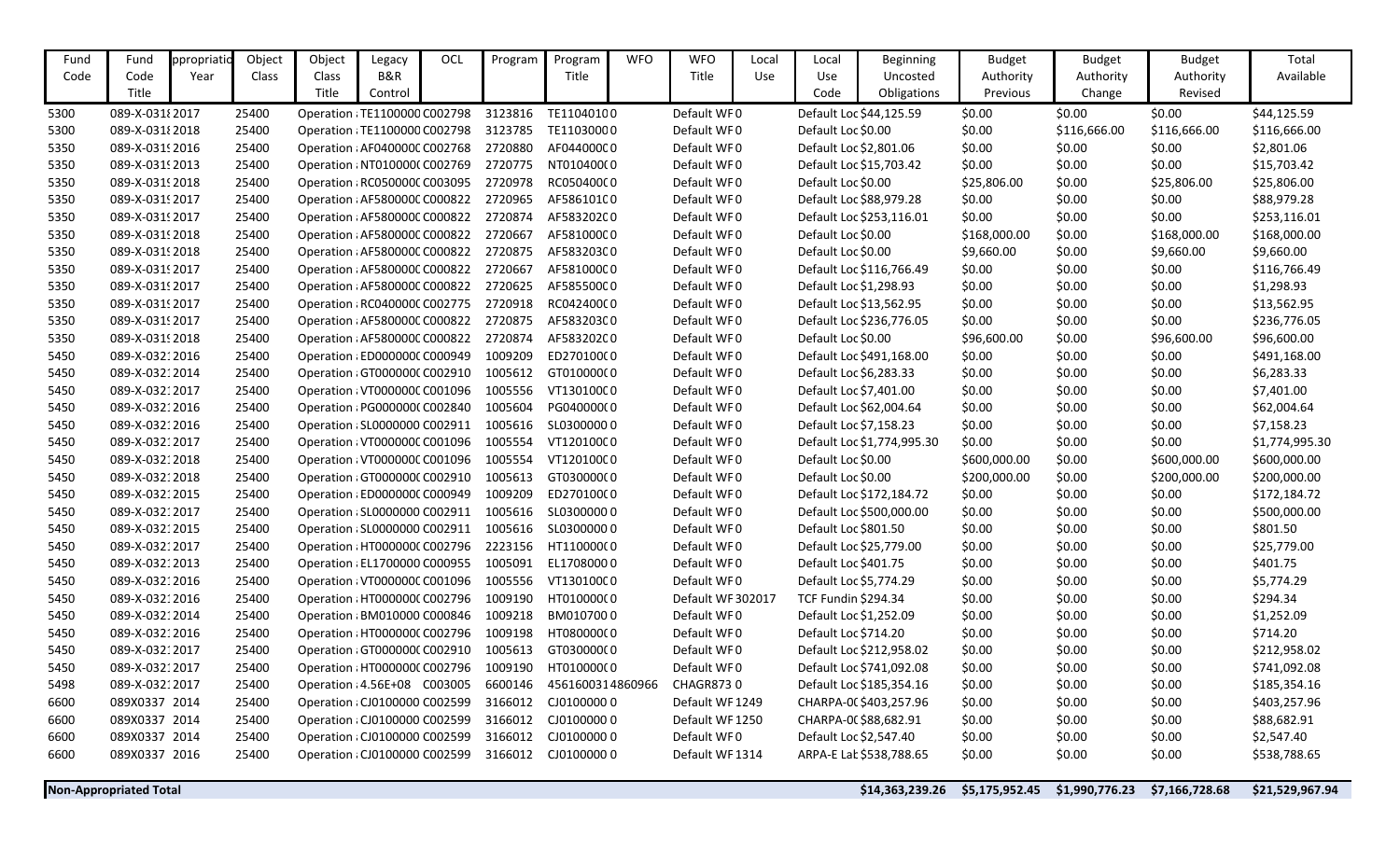| Fund Code | Fund Code Title | ppropriatio Year | Object Class | Object Class Title | Legacy B&R Control | OCL | Program | Program Title | WFO | WFO Title | Local Use | Local Use Code | Beginning Uncosted Obligations | Budget Authority Previous | Budget Authority Change | Budget Authority Revised | Total Available |
|---|---|---|---|---|---|---|---|---|---|---|---|---|---|---|---|---|---|
| 5300 | 089-X-031{ | 2017 | 25400 | Operation : | TE1100000 | C002798 | 3123816 | TE1104010 | 0 | Default WF | 0 | Default Loc | $44,125.59 | $0.00 | $0.00 | $0.00 | $44,125.59 |
| 5300 | 089-X-031{ | 2018 | 25400 | Operation : | TE1100000 | C002798 | 3123785 | TE1103000 | 0 | Default WF | 0 | Default Loc | $0.00 | $0.00 | $116,666.00 | $116,666.00 | $116,666.00 |
| 5350 | 089-X-031! | 2016 | 25400 | Operation : | AF040000( | C002768 | 2720880 | AF044000( | 0 | Default WF | 0 | Default Loc | $2,801.06 | $0.00 | $0.00 | $0.00 | $2,801.06 |
| 5350 | 089-X-031! | 2013 | 25400 | Operation : | NT010000( | C002769 | 2720775 | NT010400( | 0 | Default WF | 0 | Default Loc | $15,703.42 | $0.00 | $0.00 | $0.00 | $15,703.42 |
| 5350 | 089-X-031! | 2018 | 25400 | Operation : | RC050000( | C003095 | 2720978 | RC050400( | 0 | Default WF | 0 | Default Loc | $0.00 | $25,806.00 | $0.00 | $25,806.00 | $25,806.00 |
| 5350 | 089-X-031! | 2017 | 25400 | Operation : | AF580000( | C000822 | 2720965 | AF586101( | 0 | Default WF | 0 | Default Loc | $88,979.28 | $0.00 | $0.00 | $0.00 | $88,979.28 |
| 5350 | 089-X-031! | 2017 | 25400 | Operation : | AF580000( | C000822 | 2720874 | AF583202( | 0 | Default WF | 0 | Default Loc | $253,116.01 | $0.00 | $0.00 | $0.00 | $253,116.01 |
| 5350 | 089-X-031! | 2018 | 25400 | Operation : | AF580000( | C000822 | 2720667 | AF581000( | 0 | Default WF | 0 | Default Loc | $0.00 | $168,000.00 | $0.00 | $168,000.00 | $168,000.00 |
| 5350 | 089-X-031! | 2018 | 25400 | Operation : | AF580000( | C000822 | 2720875 | AF583203( | 0 | Default WF | 0 | Default Loc | $0.00 | $9,660.00 | $0.00 | $9,660.00 | $9,660.00 |
| 5350 | 089-X-031! | 2017 | 25400 | Operation : | AF580000( | C000822 | 2720667 | AF581000( | 0 | Default WF | 0 | Default Loc | $116,766.49 | $0.00 | $0.00 | $0.00 | $116,766.49 |
| 5350 | 089-X-031! | 2017 | 25400 | Operation : | AF580000( | C000822 | 2720625 | AF585500( | 0 | Default WF | 0 | Default Loc | $1,298.93 | $0.00 | $0.00 | $0.00 | $1,298.93 |
| 5350 | 089-X-031! | 2017 | 25400 | Operation : | RC040000( | C002775 | 2720918 | RC042400( | 0 | Default WF | 0 | Default Loc | $13,562.95 | $0.00 | $0.00 | $0.00 | $13,562.95 |
| 5350 | 089-X-031! | 2017 | 25400 | Operation : | AF580000( | C000822 | 2720875 | AF583203( | 0 | Default WF | 0 | Default Loc | $236,776.05 | $0.00 | $0.00 | $0.00 | $236,776.05 |
| 5350 | 089-X-031! | 2018 | 25400 | Operation : | AF580000( | C000822 | 2720874 | AF583202( | 0 | Default WF | 0 | Default Loc | $0.00 | $96,600.00 | $0.00 | $96,600.00 | $96,600.00 |
| 5450 | 089-X-032: | 2016 | 25400 | Operation : | ED000000( | C000949 | 1009209 | ED270100( | 0 | Default WF | 0 | Default Loc | $491,168.00 | $0.00 | $0.00 | $0.00 | $491,168.00 |
| 5450 | 089-X-032: | 2014 | 25400 | Operation : | GT000000( | C002910 | 1005612 | GT010000( | 0 | Default WF | 0 | Default Loc | $6,283.33 | $0.00 | $0.00 | $0.00 | $6,283.33 |
| 5450 | 089-X-032: | 2017 | 25400 | Operation : | VT000000( | C001096 | 1005556 | VT130100( | 0 | Default WF | 0 | Default Loc | $7,401.00 | $0.00 | $0.00 | $0.00 | $7,401.00 |
| 5450 | 089-X-032: | 2016 | 25400 | Operation : | PG000000( | C002840 | 1005604 | PG040000( | 0 | Default WF | 0 | Default Loc | $62,004.64 | $0.00 | $0.00 | $0.00 | $62,004.64 |
| 5450 | 089-X-032: | 2016 | 25400 | Operation : | SL0000000 | C002911 | 1005616 | SL0300000 | 0 | Default WF | 0 | Default Loc | $7,158.23 | $0.00 | $0.00 | $0.00 | $7,158.23 |
| 5450 | 089-X-032: | 2017 | 25400 | Operation : | VT000000( | C001096 | 1005554 | VT120100( | 0 | Default WF | 0 | Default Loc | $1,774,995.30 | $0.00 | $0.00 | $0.00 | $1,774,995.30 |
| 5450 | 089-X-032: | 2018 | 25400 | Operation : | VT000000( | C001096 | 1005554 | VT120100( | 0 | Default WF | 0 | Default Loc | $0.00 | $600,000.00 | $0.00 | $600,000.00 | $600,000.00 |
| 5450 | 089-X-032: | 2018 | 25400 | Operation : | GT000000( | C002910 | 1005613 | GT030000( | 0 | Default WF | 0 | Default Loc | $0.00 | $200,000.00 | $0.00 | $200,000.00 | $200,000.00 |
| 5450 | 089-X-032: | 2015 | 25400 | Operation : | ED000000( | C000949 | 1009209 | ED270100( | 0 | Default WF | 0 | Default Loc | $172,184.72 | $0.00 | $0.00 | $0.00 | $172,184.72 |
| 5450 | 089-X-032: | 2017 | 25400 | Operation : | SL0000000 | C002911 | 1005616 | SL0300000 | 0 | Default WF | 0 | Default Loc | $500,000.00 | $0.00 | $0.00 | $0.00 | $500,000.00 |
| 5450 | 089-X-032: | 2015 | 25400 | Operation : | SL0000000 | C002911 | 1005616 | SL0300000 | 0 | Default WF | 0 | Default Loc | $801.50 | $0.00 | $0.00 | $0.00 | $801.50 |
| 5450 | 089-X-032: | 2017 | 25400 | Operation : | HT000000( | C002796 | 2223156 | HT110000( | 0 | Default WF | 0 | Default Loc | $25,779.00 | $0.00 | $0.00 | $0.00 | $25,779.00 |
| 5450 | 089-X-032: | 2013 | 25400 | Operation : | EL1700000 | C000955 | 1005091 | EL1708000 | 0 | Default WF | 0 | Default Loc | $401.75 | $0.00 | $0.00 | $0.00 | $401.75 |
| 5450 | 089-X-032: | 2016 | 25400 | Operation : | VT000000( | C001096 | 1005556 | VT130100( | 0 | Default WF | 0 | Default Loc | $5,774.29 | $0.00 | $0.00 | $0.00 | $5,774.29 |
| 5450 | 089-X-032: | 2016 | 25400 | Operation : | HT000000( | C002796 | 1009190 | HT010000( | 0 | Default WF | 302017 | TCF Fundin | $294.34 | $0.00 | $0.00 | $0.00 | $294.34 |
| 5450 | 089-X-032: | 2014 | 25400 | Operation : | BM010000 | C000846 | 1009218 | BM010700 | 0 | Default WF | 0 | Default Loc | $1,252.09 | $0.00 | $0.00 | $0.00 | $1,252.09 |
| 5450 | 089-X-032: | 2016 | 25400 | Operation : | HT000000( | C002796 | 1009198 | HT080000( | 0 | Default WF | 0 | Default Loc | $714.20 | $0.00 | $0.00 | $0.00 | $714.20 |
| 5450 | 089-X-032: | 2017 | 25400 | Operation : | GT000000( | C002910 | 1005613 | GT030000( | 0 | Default WF | 0 | Default Loc | $212,958.02 | $0.00 | $0.00 | $0.00 | $212,958.02 |
| 5450 | 089-X-032: | 2017 | 25400 | Operation : | HT000000( | C002796 | 1009190 | HT010000( | 0 | Default WF | 0 | Default Loc | $741,092.08 | $0.00 | $0.00 | $0.00 | $741,092.08 |
| 5498 | 089-X-032: | 2017 | 25400 | Operation : | 4.56E+08 | C003005 | 6600146 | 4561600314 | 860966 | CHAGR873 | 0 | Default Loc | $185,354.16 | $0.00 | $0.00 | $0.00 | $185,354.16 |
| 6600 | 089X0337 | 2014 | 25400 | Operation : | CJ0100000 | C002599 | 3166012 | CJ0100000 | 0 | Default WF | 1249 | CHARPA-0( | $403,257.96 | $0.00 | $0.00 | $0.00 | $403,257.96 |
| 6600 | 089X0337 | 2014 | 25400 | Operation : | CJ0100000 | C002599 | 3166012 | CJ0100000 | 0 | Default WF | 1250 | CHARPA-0( | $88,682.91 | $0.00 | $0.00 | $0.00 | $88,682.91 |
| 6600 | 089X0337 | 2014 | 25400 | Operation : | CJ0100000 | C002599 | 3166012 | CJ0100000 | 0 | Default WF | 0 | Default Loc | $2,547.40 | $0.00 | $0.00 | $0.00 | $2,547.40 |
| 6600 | 089X0337 | 2016 | 25400 | Operation : | CJ0100000 | C002599 | 3166012 | CJ0100000 | 0 | Default WF | 1314 | ARPA-E Lat | $538,788.65 | $0.00 | $0.00 | $0.00 | $538,788.65 |
| **Non-Appropriated Total** | | | | | | | | | | | | | **$14,363,239.26** | **$5,175,952.45** | **$1,990,776.23** | **$7,166,728.68** | **$21,529,967.94** |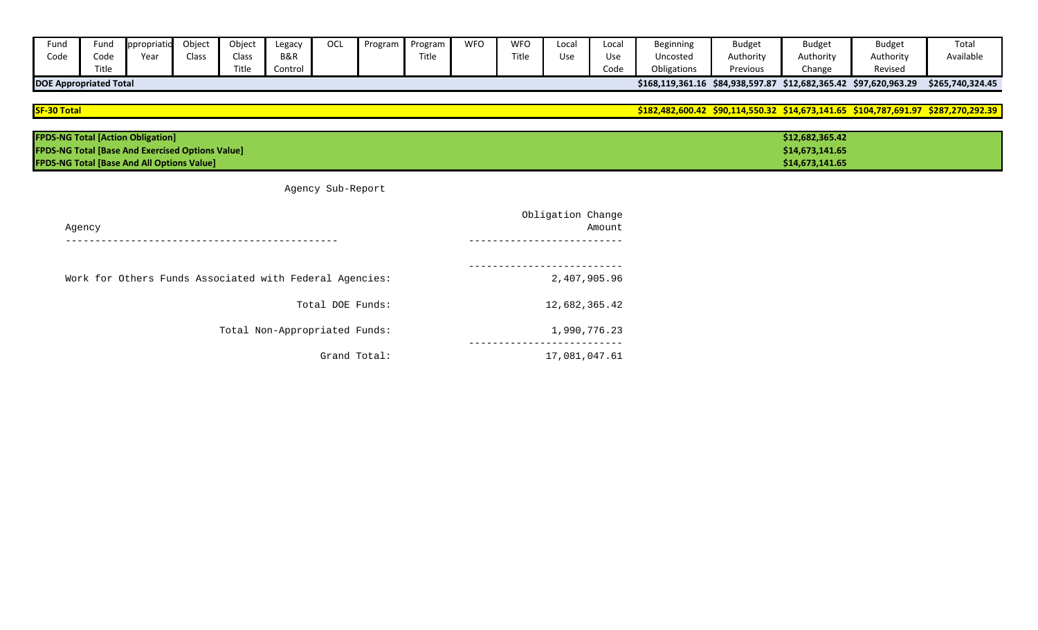| Fund Code | Fund Code Title | Appropriation Year | Object Class | Object Class Title | Legacy B&R Control | OCL | Program | Program Title | WFO | WFO Title | Local Use | Local Use Code | Beginning Uncosted Obligations | Budget Authority Previous | Budget Authority Change | Budget Authority Revised | Total Available |
|---|---|---|---|---|---|---|---|---|---|---|---|---|---|---|---|---|---|
| **DOE Appropriated Total** | | | | | | | | | | | | | **$168,119,361.16** | **$84,938,597.87** | **$12,682,365.42** | **$97,620,963.29** | **$265,740,324.45** |
| **SF-30 Total** | | | | | | | | | | | | | **$182,482,600.42** | **$90,114,550.32** | **$14,673,141.65** | **$104,787,691.97** | **$287,270,292.39** |
| **FPDS-NG Total [Action Obligation]** | | | | | | | | | | | | | | | **$12,682,365.42** | | |
| **FPDS-NG Total [Base And Exercised Options Value]** | | | | | | | | | | | | | | | **$14,673,141.65** | | |
| **FPDS-NG Total [Base And All Options Value]** | | | | | | | | | | | | | | | **$14,673,141.65** | | |

Agency Sub-Report

| Agency | Obligation Change Amount |
|---|---|
| Work for Others Funds Associated with Federal Agencies: | 2,407,905.96 |
| Total DOE Funds: | 12,682,365.42 |
| Total Non-Appropriated Funds: | 1,990,776.23 |
| Grand Total: | 17,081,047.61 |